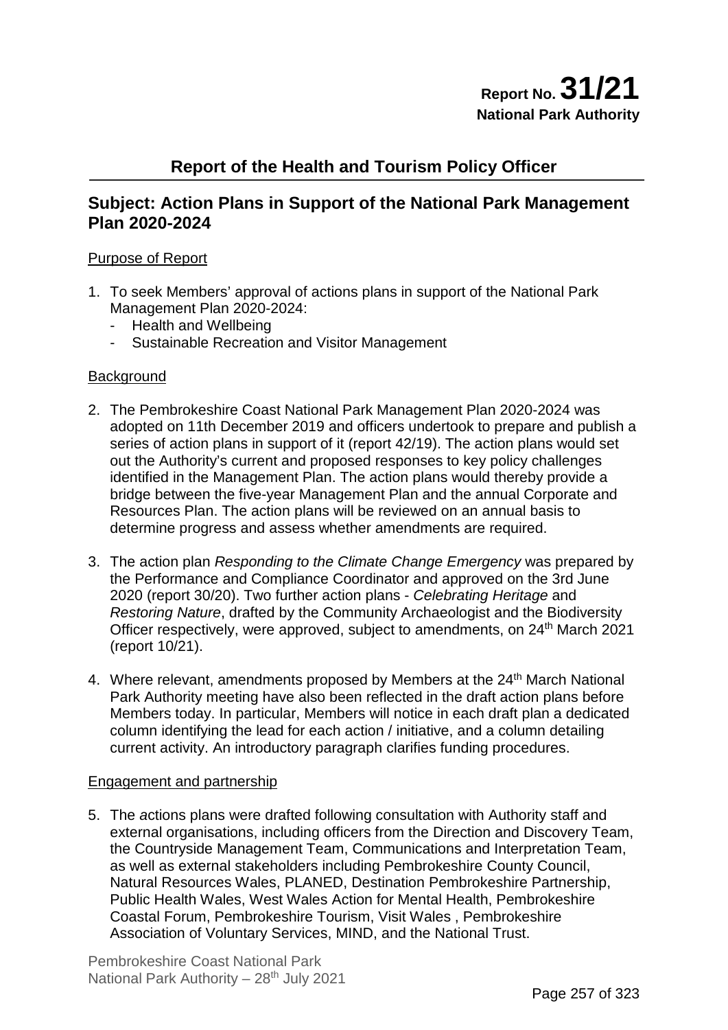**Report No. 31/21**
**National Park Authority**

## Report of the Health and Tourism Policy Officer

## Subject: Action Plans in Support of the National Park Management Plan 2020-2024

Purpose of Report

1. To seek Members' approval of actions plans in support of the National Park Management Plan 2020-2024:
   - Health and Wellbeing
   - Sustainable Recreation and Visitor Management

Background

2. The Pembrokeshire Coast National Park Management Plan 2020-2024 was adopted on 11th December 2019 and officers undertook to prepare and publish a series of action plans in support of it (report 42/19). The action plans would set out the Authority's current and proposed responses to key policy challenges identified in the Management Plan. The action plans would thereby provide a bridge between the five-year Management Plan and the annual Corporate and Resources Plan. The action plans will be reviewed on an annual basis to determine progress and assess whether amendments are required.

3. The action plan *Responding to the Climate Change Emergency* was prepared by the Performance and Compliance Coordinator and approved on the 3rd June 2020 (report 30/20). Two further action plans - *Celebrating Heritage* and *Restoring Nature*, drafted by the Community Archaeologist and the Biodiversity Officer respectively, were approved, subject to amendments, on 24th March 2021 (report 10/21).

4. Where relevant, amendments proposed by Members at the 24th March National Park Authority meeting have also been reflected in the draft action plans before Members today. In particular, Members will notice in each draft plan a dedicated column identifying the lead for each action / initiative, and a column detailing current activity. An introductory paragraph clarifies funding procedures.

Engagement and partnership

5. The actions plans were drafted following consultation with Authority staff and external organisations, including officers from the Direction and Discovery Team, the Countryside Management Team, Communications and Interpretation Team, as well as external stakeholders including Pembrokeshire County Council, Natural Resources Wales, PLANED, Destination Pembrokeshire Partnership, Public Health Wales, West Wales Action for Mental Health, Pembrokeshire Coastal Forum, Pembrokeshire Tourism, Visit Wales , Pembrokeshire Association of Voluntary Services, MIND, and the National Trust.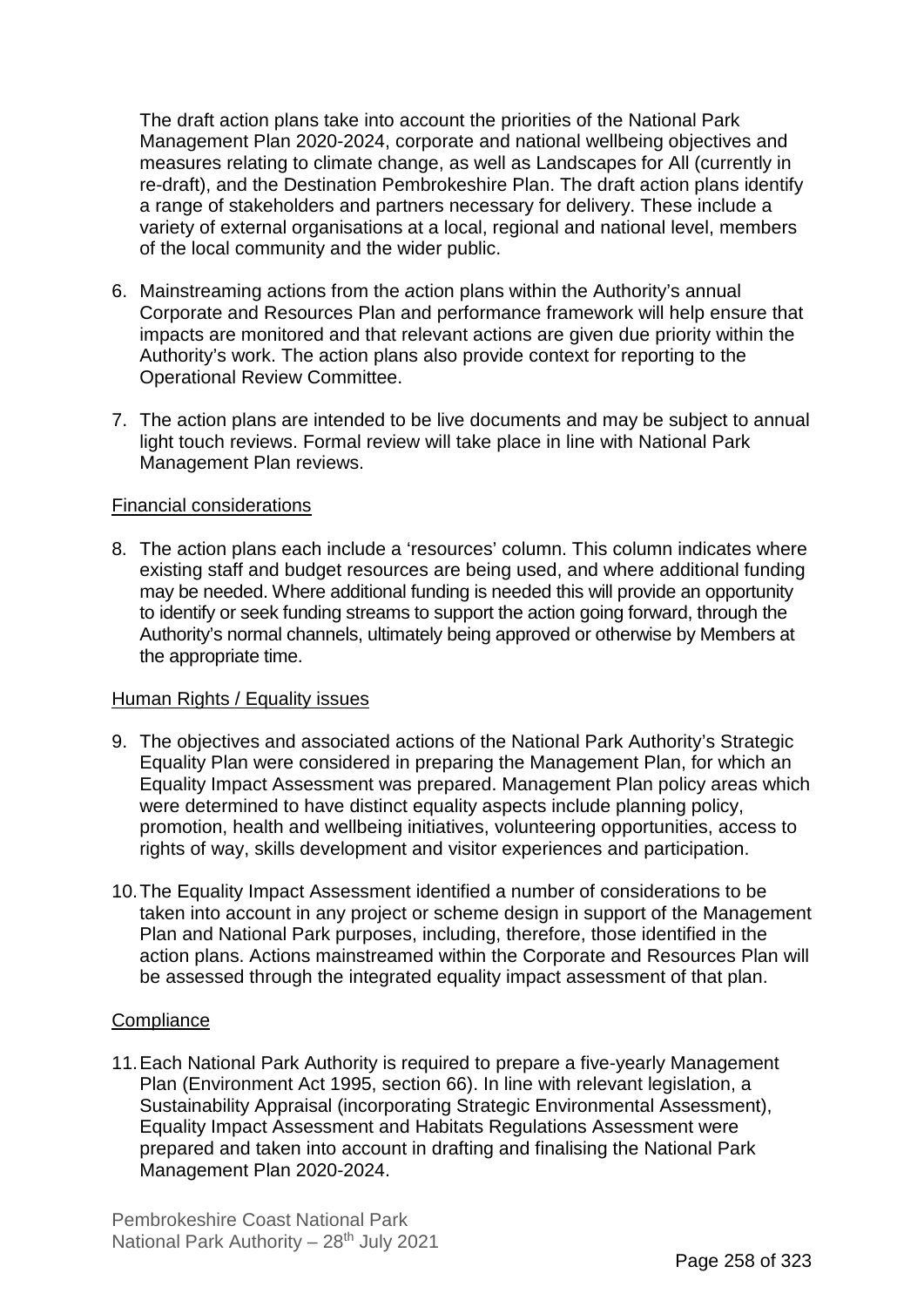The draft action plans take into account the priorities of the National Park Management Plan 2020-2024, corporate and national wellbeing objectives and measures relating to climate change, as well as Landscapes for All (currently in re-draft), and the Destination Pembrokeshire Plan. The draft action plans identify a range of stakeholders and partners necessary for delivery. These include a variety of external organisations at a local, regional and national level, members of the local community and the wider public.

6. Mainstreaming actions from the action plans within the Authority's annual Corporate and Resources Plan and performance framework will help ensure that impacts are monitored and that relevant actions are given due priority within the Authority's work. The action plans also provide context for reporting to the Operational Review Committee.

7. The action plans are intended to be live documents and may be subject to annual light touch reviews. Formal review will take place in line with National Park Management Plan reviews.

Financial considerations

8. The action plans each include a 'resources' column. This column indicates where existing staff and budget resources are being used, and where additional funding may be needed. Where additional funding is needed this will provide an opportunity to identify or seek funding streams to support the action going forward, through the Authority's normal channels, ultimately being approved or otherwise by Members at the appropriate time.

Human Rights / Equality issues

9. The objectives and associated actions of the National Park Authority's Strategic Equality Plan were considered in preparing the Management Plan, for which an Equality Impact Assessment was prepared. Management Plan policy areas which were determined to have distinct equality aspects include planning policy, promotion, health and wellbeing initiatives, volunteering opportunities, access to rights of way, skills development and visitor experiences and participation.

10. The Equality Impact Assessment identified a number of considerations to be taken into account in any project or scheme design in support of the Management Plan and National Park purposes, including, therefore, those identified in the action plans. Actions mainstreamed within the Corporate and Resources Plan will be assessed through the integrated equality impact assessment of that plan.

Compliance

11. Each National Park Authority is required to prepare a five-yearly Management Plan (Environment Act 1995, section 66). In line with relevant legislation, a Sustainability Appraisal (incorporating Strategic Environmental Assessment), Equality Impact Assessment and Habitats Regulations Assessment were prepared and taken into account in drafting and finalising the National Park Management Plan 2020-2024.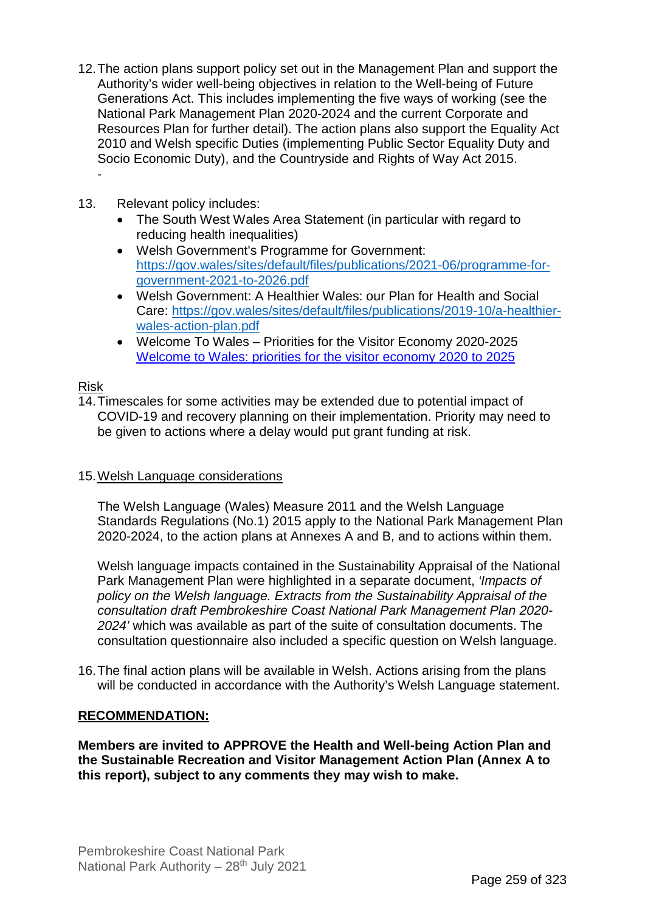12. The action plans support policy set out in the Management Plan and support the Authority's wider well-being objectives in relation to the Well-being of Future Generations Act. This includes implementing the five ways of working (see the National Park Management Plan 2020-2024 and the current Corporate and Resources Plan for further detail). The action plans also support the Equality Act 2010 and Welsh specific Duties (implementing Public Sector Equality Duty and Socio Economic Duty), and the Countryside and Rights of Way Act 2015.
    -

13. Relevant policy includes:
    - The South West Wales Area Statement (in particular with regard to reducing health inequalities)
    - Welsh Government's Programme for Government: [https://gov.wales/sites/default/files/publications/2021-06/programme-for-government-2021-to-2026.pdf](https://gov.wales/sites/default/files/publications/2021-06/programme-for-government-2021-to-2026.pdf)
    - Welsh Government: A Healthier Wales: our Plan for Health and Social Care: [https://gov.wales/sites/default/files/publications/2019-10/a-healthier-wales-action-plan.pdf](https://gov.wales/sites/default/files/publications/2019-10/a-healthier-wales-action-plan.pdf)
    - Welcome To Wales – Priorities for the Visitor Economy 2020-2025 [Welcome to Wales: priorities for the visitor economy 2020 to 2025]

<u>Risk</u>

14. Timescales for some activities may be extended due to potential impact of COVID-19 and recovery planning on their implementation. Priority may need to be given to actions where a delay would put grant funding at risk.

15. <u>Welsh Language considerations</u>

    The Welsh Language (Wales) Measure 2011 and the Welsh Language Standards Regulations (No.1) 2015 apply to the National Park Management Plan 2020-2024, to the action plans at Annexes A and B, and to actions within them.

    Welsh language impacts contained in the Sustainability Appraisal of the National Park Management Plan were highlighted in a separate document, *'Impacts of policy on the Welsh language. Extracts from the Sustainability Appraisal of the consultation draft Pembrokeshire Coast National Park Management Plan 2020-2024'* which was available as part of the suite of consultation documents. The consultation questionnaire also included a specific question on Welsh language.

16. The final action plans will be available in Welsh. Actions arising from the plans will be conducted in accordance with the Authority's Welsh Language statement.

**<u>RECOMMENDATION:</u>**

**Members are invited to APPROVE the Health and Well-being Action Plan and the Sustainable Recreation and Visitor Management Action Plan (Annex A to this report), subject to any comments they may wish to make.**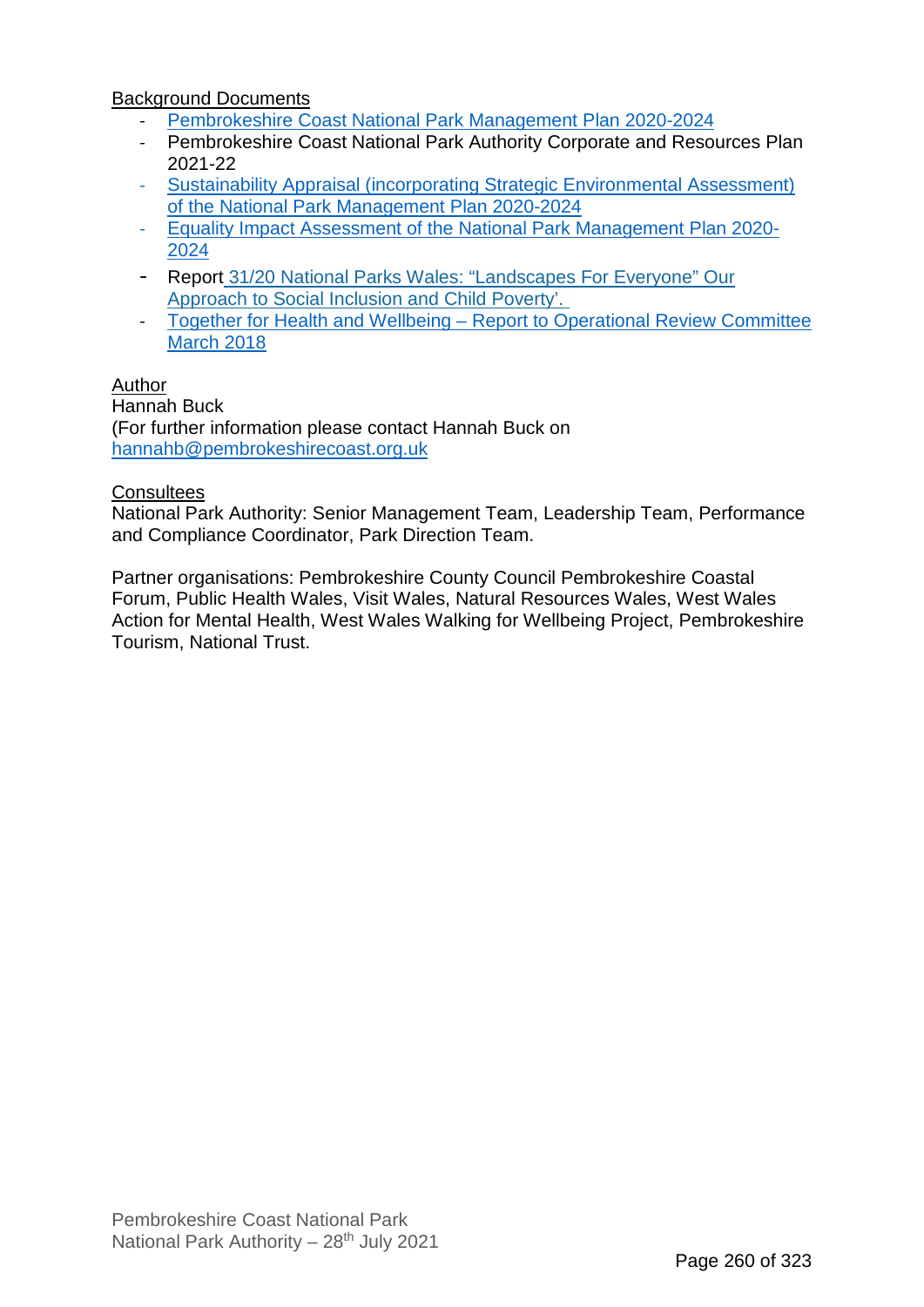Background Documents

- Pembrokeshire Coast National Park Management Plan 2020-2024
- Pembrokeshire Coast National Park Authority Corporate and Resources Plan 2021-22
- Sustainability Appraisal (incorporating Strategic Environmental Assessment) of the National Park Management Plan 2020-2024
- Equality Impact Assessment of the National Park Management Plan 2020-2024
- Report 31/20 National Parks Wales: "Landscapes For Everyone" Our Approach to Social Inclusion and Child Poverty'.
- Together for Health and Wellbeing – Report to Operational Review Committee March 2018

Author

Hannah Buck
(For further information please contact Hannah Buck on hannahb@pembrokeshirecoast.org.uk

Consultees

National Park Authority: Senior Management Team, Leadership Team, Performance and Compliance Coordinator, Park Direction Team.

Partner organisations: Pembrokeshire County Council Pembrokeshire Coastal Forum, Public Health Wales, Visit Wales, Natural Resources Wales, West Wales Action for Mental Health, West Wales Walking for Wellbeing Project, Pembrokeshire Tourism, National Trust.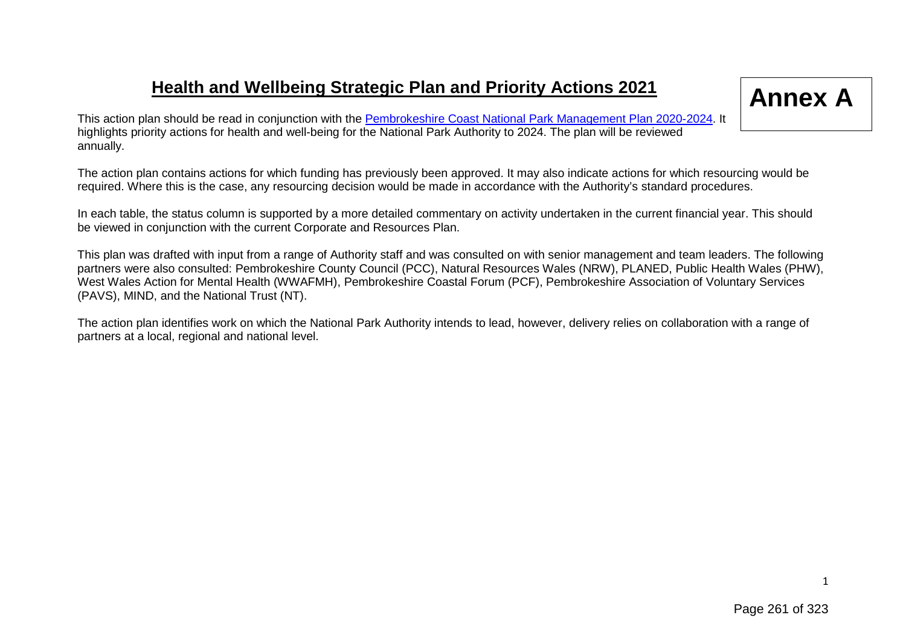# Health and Wellbeing Strategic Plan and Priority Actions 2021

**Annex A**

This action plan should be read in conjunction with the [Pembrokeshire Coast National Park Management Plan 2020-2024](). It highlights priority actions for health and well-being for the National Park Authority to 2024. The plan will be reviewed annually.

The action plan contains actions for which funding has previously been approved. It may also indicate actions for which resourcing would be required. Where this is the case, any resourcing decision would be made in accordance with the Authority's standard procedures.

In each table, the status column is supported by a more detailed commentary on activity undertaken in the current financial year. This should be viewed in conjunction with the current Corporate and Resources Plan.

This plan was drafted with input from a range of Authority staff and was consulted on with senior management and team leaders. The following partners were also consulted: Pembrokeshire County Council (PCC), Natural Resources Wales (NRW), PLANED, Public Health Wales (PHW), West Wales Action for Mental Health (WWAFMH), Pembrokeshire Coastal Forum (PCF), Pembrokeshire Association of Voluntary Services (PAVS), MIND, and the National Trust (NT).

The action plan identifies work on which the National Park Authority intends to lead, however, delivery relies on collaboration with a range of partners at a local, regional and national level.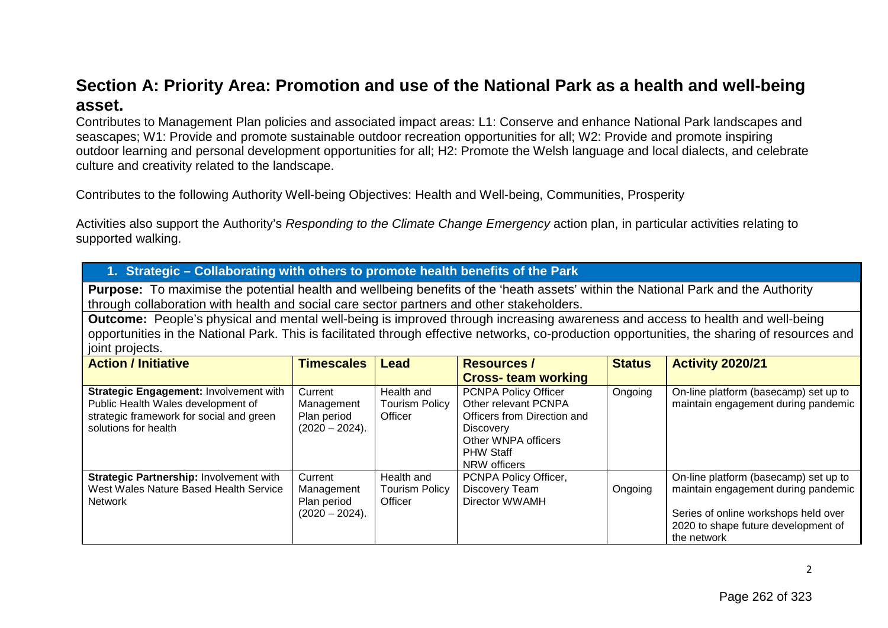## Section A: Priority Area: Promotion and use of the National Park as a health and well-being asset.

Contributes to Management Plan policies and associated impact areas: L1: Conserve and enhance National Park landscapes and seascapes; W1: Provide and promote sustainable outdoor recreation opportunities for all; W2: Provide and promote inspiring outdoor learning and personal development opportunities for all; H2: Promote the Welsh language and local dialects, and celebrate culture and creativity related to the landscape.

Contributes to the following Authority Well-being Objectives: Health and Well-being, Communities, Prosperity

Activities also support the Authority's *Responding to the Climate Change Emergency* action plan, in particular activities relating to supported walking.

### 1. Strategic – Collaborating with others to promote health benefits of the Park

**Purpose:** To maximise the potential health and wellbeing benefits of the 'heath assets' within the National Park and the Authority through collaboration with health and social care sector partners and other stakeholders.

**Outcome:** People's physical and mental well-being is improved through increasing awareness and access to health and well-being opportunities in the National Park. This is facilitated through effective networks, co-production opportunities, the sharing of resources and joint projects.

| Action / Initiative | Timescales | Lead | Resources / Cross- team working | Status | Activity 2020/21 |
|---|---|---|---|---|---|
| **Strategic Engagement:** Involvement with Public Health Wales development of strategic framework for social and green solutions for health | Current Management Plan period (2020 – 2024). | Health and Tourism Policy Officer | PCNPA Policy Officer<br>Other relevant PCNPA Officers from Direction and Discovery<br>Other WNPA officers<br>PHW Staff<br>NRW officers | Ongoing | On-line platform (basecamp) set up to maintain engagement during pandemic |
| **Strategic Partnership:** Involvement with West Wales Nature Based Health Service Network | Current Management Plan period (2020 – 2024). | Health and Tourism Policy Officer | PCNPA Policy Officer,<br>Discovery Team<br>Director WWAMH | Ongoing | On-line platform (basecamp) set up to maintain engagement during pandemic<br><br>Series of online workshops held over 2020 to shape future development of the network |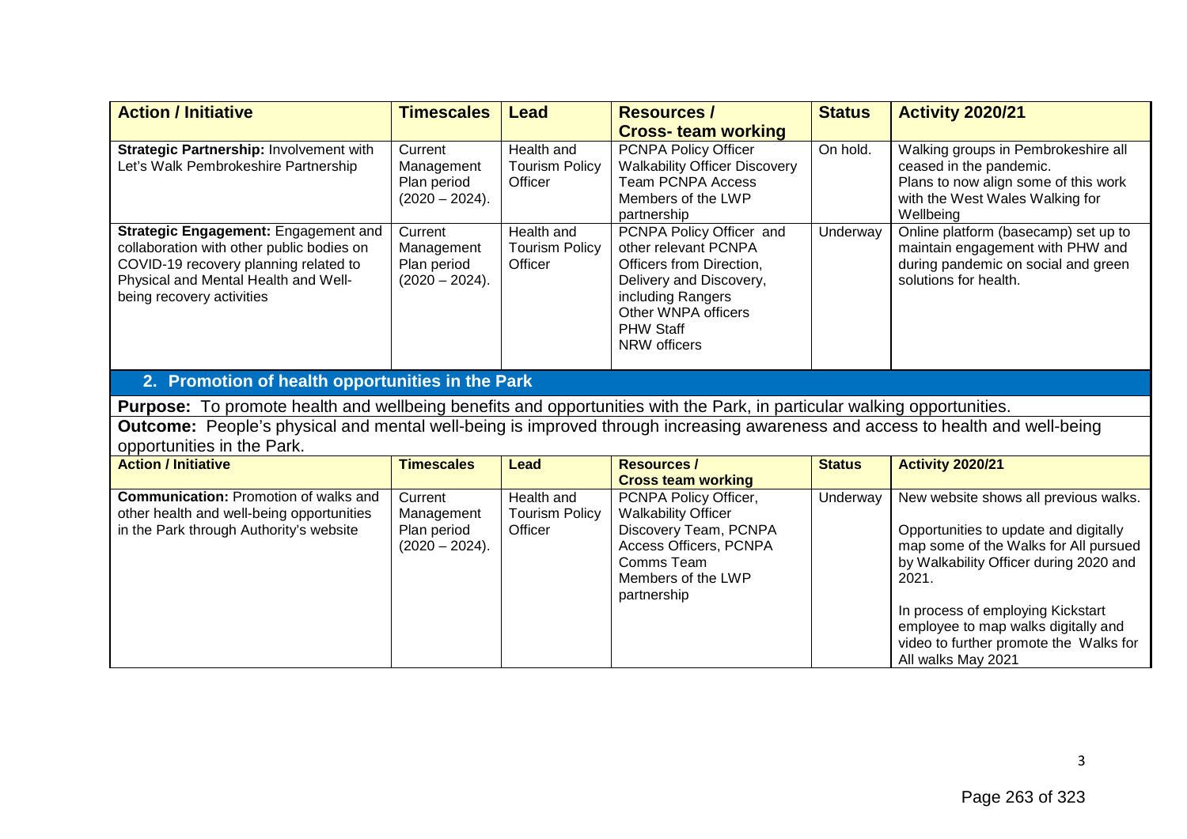| Action / Initiative | Timescales | Lead | Resources / Cross- team working | Status | Activity 2020/21 |
|---|---|---|---|---|---|
| **Strategic Partnership:** Involvement with Let's Walk Pembrokeshire Partnership | Current Management Plan period (2020 – 2024). | Health and Tourism Policy Officer | PCNPA Policy Officer<br>Walkability Officer Discovery Team PCNPA Access<br>Members of the LWP partnership | On hold. | Walking groups in Pembrokeshire all ceased in the pandemic.<br>Plans to now align some of this work with the West Wales Walking for Wellbeing |
| **Strategic Engagement:** Engagement and collaboration with other public bodies on COVID-19 recovery planning related to Physical and Mental Health and Well-being recovery activities | Current Management Plan period (2020 – 2024). | Health and Tourism Policy Officer | PCNPA Policy Officer and other relevant PCNPA Officers from Direction, Delivery and Discovery, including Rangers<br>Other WNPA officers<br>PHW Staff<br>NRW officers | Underway | Online platform (basecamp) set up to maintain engagement with PHW and during pandemic on social and green solutions for health. |

## 2. Promotion of health opportunities in the Park

**Purpose:** To promote health and wellbeing benefits and opportunities with the Park, in particular walking opportunities.

**Outcome:** People's physical and mental well-being is improved through increasing awareness and access to health and well-being opportunities in the Park.

| Action / Initiative | Timescales | Lead | Resources / Cross team working | Status | Activity 2020/21 |
|---|---|---|---|---|---|
| **Communication:** Promotion of walks and other health and well-being opportunities in the Park through Authority's website | Current Management Plan period (2020 – 2024). | Health and Tourism Policy Officer | PCNPA Policy Officer,<br>Walkability Officer<br>Discovery Team, PCNPA Access Officers, PCNPA Comms Team<br>Members of the LWP partnership | Underway | New website shows all previous walks.<br><br>Opportunities to update and digitally map some of the Walks for All pursued by Walkability Officer during 2020 and 2021.<br><br>In process of employing Kickstart employee to map walks digitally and video to further promote the Walks for All walks May 2021 |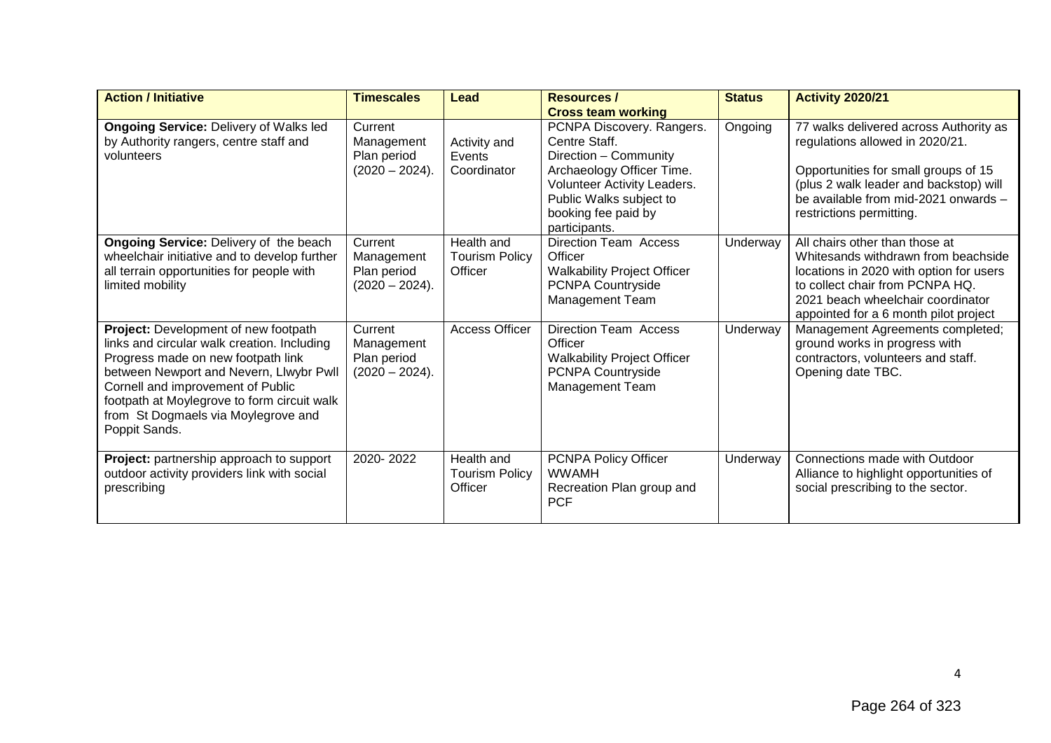| Action / Initiative | Timescales | Lead | Resources / Cross team working | Status | Activity 2020/21 |
|---|---|---|---|---|---|
| **Ongoing Service:** Delivery of Walks led by Authority rangers, centre staff and volunteers | Current Management Plan period (2020 – 2024). | Activity and Events Coordinator | PCNPA Discovery. Rangers. Centre Staff. Direction – Community Archaeology Officer Time. Volunteer Activity Leaders. Public Walks subject to booking fee paid by participants. | Ongoing | 77 walks delivered across Authority as regulations allowed in 2020/21. Opportunities for small groups of 15 (plus 2 walk leader and backstop) will be available from mid-2021 onwards – restrictions permitting. |
| **Ongoing Service:** Delivery of the beach wheelchair initiative and to develop further all terrain opportunities for people with limited mobility | Current Management Plan period (2020 – 2024). | Health and Tourism Policy Officer | Direction Team Access Officer Walkability Project Officer PCNPA Countryside Management Team | Underway | All chairs other than those at Whitesands withdrawn from beachside locations in 2020 with option for users to collect chair from PCNPA HQ. 2021 beach wheelchair coordinator appointed for a 6 month pilot project |
| **Project:** Development of new footpath links and circular walk creation. Including Progress made on new footpath link between Newport and Nevern, Llwybr Pwll Cornell and improvement of Public footpath at Moylegrove to form circuit walk from St Dogmaels via Moylegrove and Poppit Sands. | Current Management Plan period (2020 – 2024). | Access Officer | Direction Team Access Officer Walkability Project Officer PCNPA Countryside Management Team | Underway | Management Agreements completed; ground works in progress with contractors, volunteers and staff. Opening date TBC. |
| **Project:** partnership approach to support outdoor activity providers link with social prescribing | 2020- 2022 | Health and Tourism Policy Officer | PCNPA Policy Officer WWAMH Recreation Plan group and PCF | Underway | Connections made with Outdoor Alliance to highlight opportunities of social prescribing to the sector. |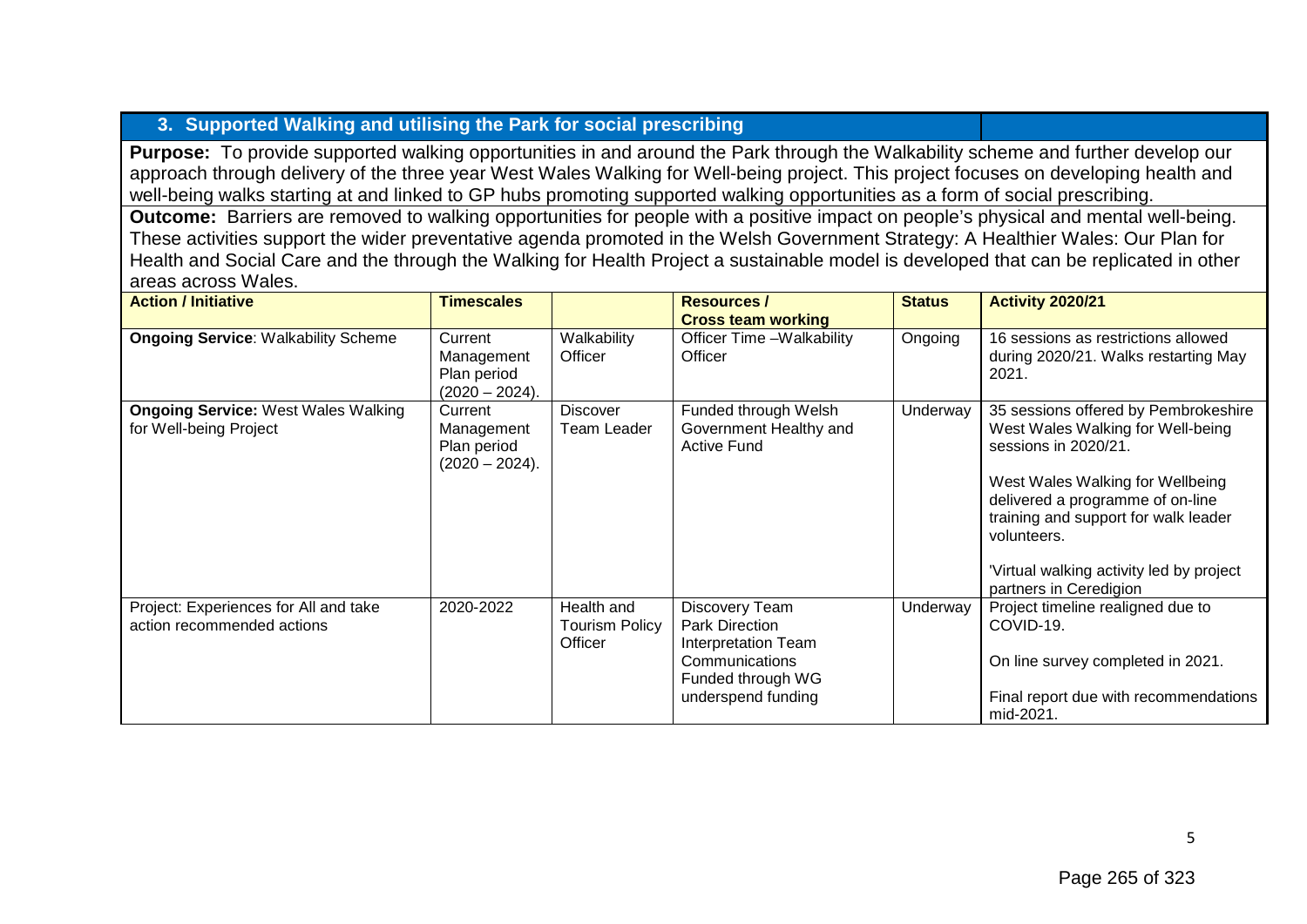## 3. Supported Walking and utilising the Park for social prescribing

**Purpose:** To provide supported walking opportunities in and around the Park through the Walkability scheme and further develop our approach through delivery of the three year West Wales Walking for Well-being project. This project focuses on developing health and well-being walks starting at and linked to GP hubs promoting supported walking opportunities as a form of social prescribing.

**Outcome:** Barriers are removed to walking opportunities for people with a positive impact on people's physical and mental well-being. These activities support the wider preventative agenda promoted in the Welsh Government Strategy: A Healthier Wales: Our Plan for Health and Social Care and the through the Walking for Health Project a sustainable model is developed that can be replicated in other areas across Wales.

| Action / Initiative | Timescales | | Resources / Cross team working | Status | Activity 2020/21 |
|---|---|---|---|---|---|
| **Ongoing Service**: Walkability Scheme | Current Management Plan period (2020 – 2024). | Walkability Officer | Officer Time –Walkability Officer | Ongoing | 16 sessions as restrictions allowed during 2020/21. Walks restarting May 2021. |
| **Ongoing Service:** West Wales Walking for Well-being Project | Current Management Plan period (2020 – 2024). | Discover Team Leader | Funded through Welsh Government Healthy and Active Fund | Underway | 35 sessions offered by Pembrokeshire West Wales Walking for Well-being sessions in 2020/21.<br><br>West Wales Walking for Wellbeing delivered a programme of on-line training and support for walk leader volunteers.<br><br>'Virtual walking activity led by project partners in Ceredigion |
| Project: Experiences for All and take action recommended actions | 2020-2022 | Health and Tourism Policy Officer | Discovery Team<br>Park Direction<br>Interpretation Team<br>Communications<br>Funded through WG underspend funding | Underway | Project timeline realigned due to COVID-19.<br><br>On line survey completed in 2021.<br><br>Final report due with recommendations mid-2021. |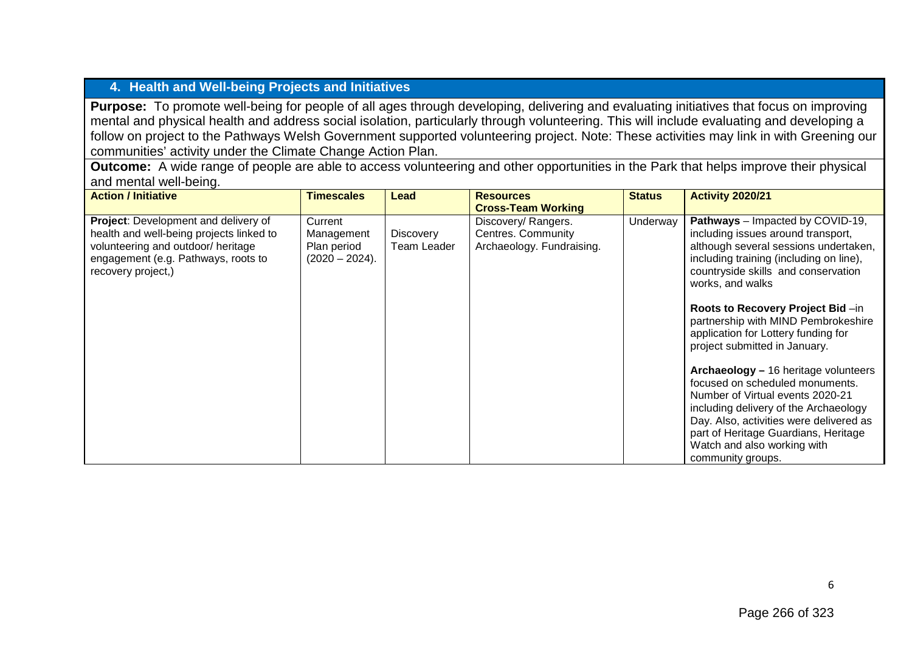## 4. Health and Well-being Projects and Initiatives

**Purpose:** To promote well-being for people of all ages through developing, delivering and evaluating initiatives that focus on improving mental and physical health and address social isolation, particularly through volunteering. This will include evaluating and developing a follow on project to the Pathways Welsh Government supported volunteering project. Note: These activities may link in with Greening our communities' activity under the Climate Change Action Plan.

**Outcome:** A wide range of people are able to access volunteering and other opportunities in the Park that helps improve their physical and mental well-being.

| Action / Initiative | Timescales | Lead | Resources Cross-Team Working | Status | Activity 2020/21 |
|---|---|---|---|---|---|
| **Project**: Development and delivery of health and well-being projects linked to volunteering and outdoor/ heritage engagement (e.g. Pathways, roots to recovery project,) | Current Management Plan period (2020 – 2024). | Discovery Team Leader | Discovery/ Rangers. Centres. Community Archaeology. Fundraising. | Underway | **Pathways** – Impacted by COVID-19, including issues around transport, although several sessions undertaken, including training (including on line), countryside skills and conservation works, and walks<br><br>**Roots to Recovery Project Bid** –in partnership with MIND Pembrokeshire application for Lottery funding for project submitted in January.<br><br>**Archaeology –** 16 heritage volunteers focused on scheduled monuments. Number of Virtual events 2020-21 including delivery of the Archaeology Day. Also, activities were delivered as part of Heritage Guardians, Heritage Watch and also working with community groups. |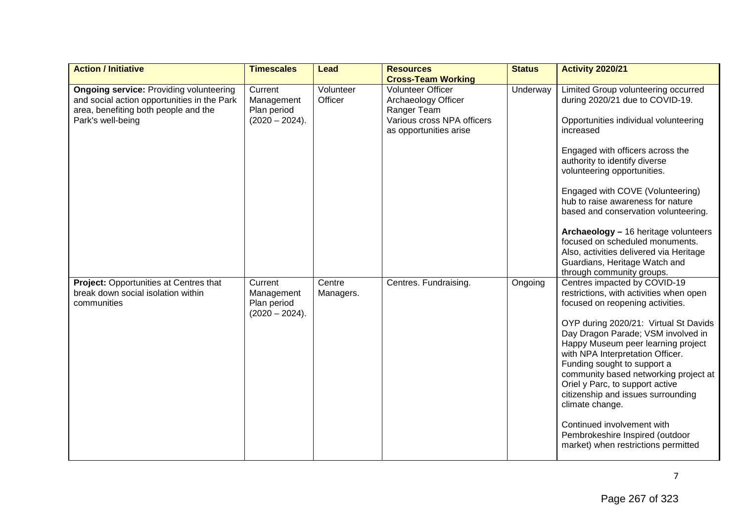| Action / Initiative | Timescales | Lead | Resources Cross-Team Working | Status | Activity 2020/21 |
|---|---|---|---|---|---|
| **Ongoing service:** Providing volunteering and social action opportunities in the Park area, benefiting both people and the Park's well-being | Current Management Plan period (2020 – 2024). | Volunteer Officer | Volunteer Officer<br>Archaeology Officer<br>Ranger Team<br>Various cross NPA officers as opportunities arise | Underway | Limited Group volunteering occurred during 2020/21 due to COVID-19.<br><br>Opportunities individual volunteering increased<br><br>Engaged with officers across the authority to identify diverse volunteering opportunities.<br><br>Engaged with COVE (Volunteering) hub to raise awareness for nature based and conservation volunteering.<br><br>**Archaeology –** 16 heritage volunteers focused on scheduled monuments. Also, activities delivered via Heritage Guardians, Heritage Watch and through community groups. |
| **Project:** Opportunities at Centres that break down social isolation within communities | Current Management Plan period (2020 – 2024). | Centre Managers. | Centres. Fundraising. | Ongoing | Centres impacted by COVID-19 restrictions, with activities when open focused on reopening activities.<br><br>OYP during 2020/21: Virtual St Davids Day Dragon Parade; VSM involved in Happy Museum peer learning project with NPA Interpretation Officer. Funding sought to support a community based networking project at Oriel y Parc, to support active citizenship and issues surrounding climate change.<br><br>Continued involvement with Pembrokeshire Inspired (outdoor market) when restrictions permitted |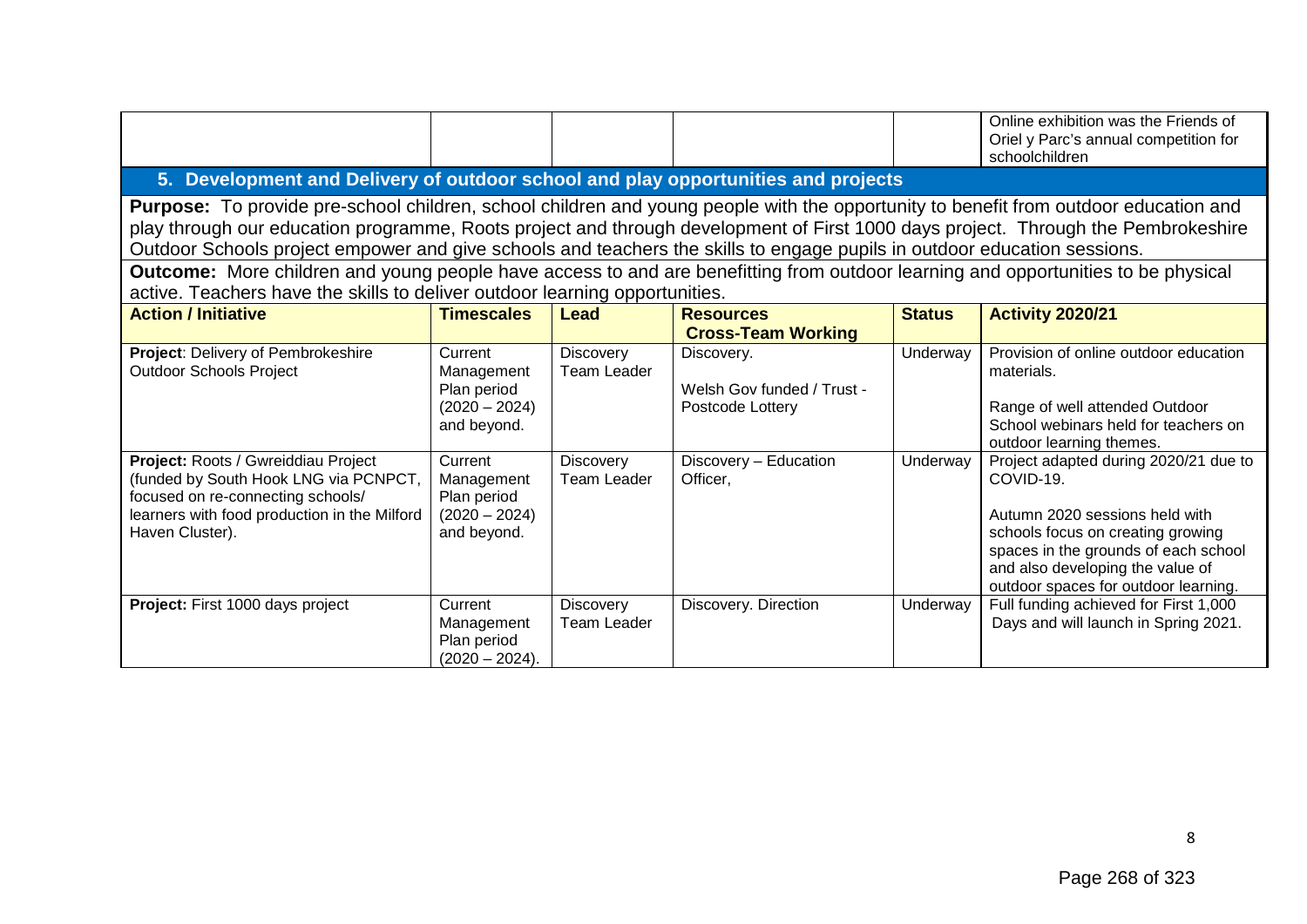| | | | | | Online exhibition was the Friends of Oriel y Parc's annual competition for schoolchildren |
|---|---|---|---|---|---|

## 5. Development and Delivery of outdoor school and play opportunities and projects

**Purpose:** To provide pre-school children, school children and young people with the opportunity to benefit from outdoor education and play through our education programme, Roots project and through development of First 1000 days project. Through the Pembrokeshire Outdoor Schools project empower and give schools and teachers the skills to engage pupils in outdoor education sessions.

**Outcome:** More children and young people have access to and are benefitting from outdoor learning and opportunities to be physical active. Teachers have the skills to deliver outdoor learning opportunities.

| Action / Initiative | Timescales | Lead | Resources Cross-Team Working | Status | Activity 2020/21 |
|---|---|---|---|---|---|
| **Project**: Delivery of Pembrokeshire Outdoor Schools Project | Current Management Plan period (2020 – 2024) and beyond. | Discovery Team Leader | Discovery.<br><br>Welsh Gov funded / Trust - Postcode Lottery | Underway | Provision of online outdoor education materials.<br><br>Range of well attended Outdoor School webinars held for teachers on outdoor learning themes. |
| **Project:** Roots / Gwreiddiau Project (funded by South Hook LNG via PCNPCT, focused on re-connecting schools/ learners with food production in the Milford Haven Cluster). | Current Management Plan period (2020 – 2024) and beyond. | Discovery Team Leader | Discovery – Education Officer, | Underway | Project adapted during 2020/21 due to COVID-19.<br><br>Autumn 2020 sessions held with schools focus on creating growing spaces in the grounds of each school and also developing the value of outdoor spaces for outdoor learning. |
| **Project:** First 1000 days project | Current Management Plan period (2020 – 2024). | Discovery Team Leader | Discovery. Direction | Underway | Full funding achieved for First 1,000 Days and will launch in Spring 2021. |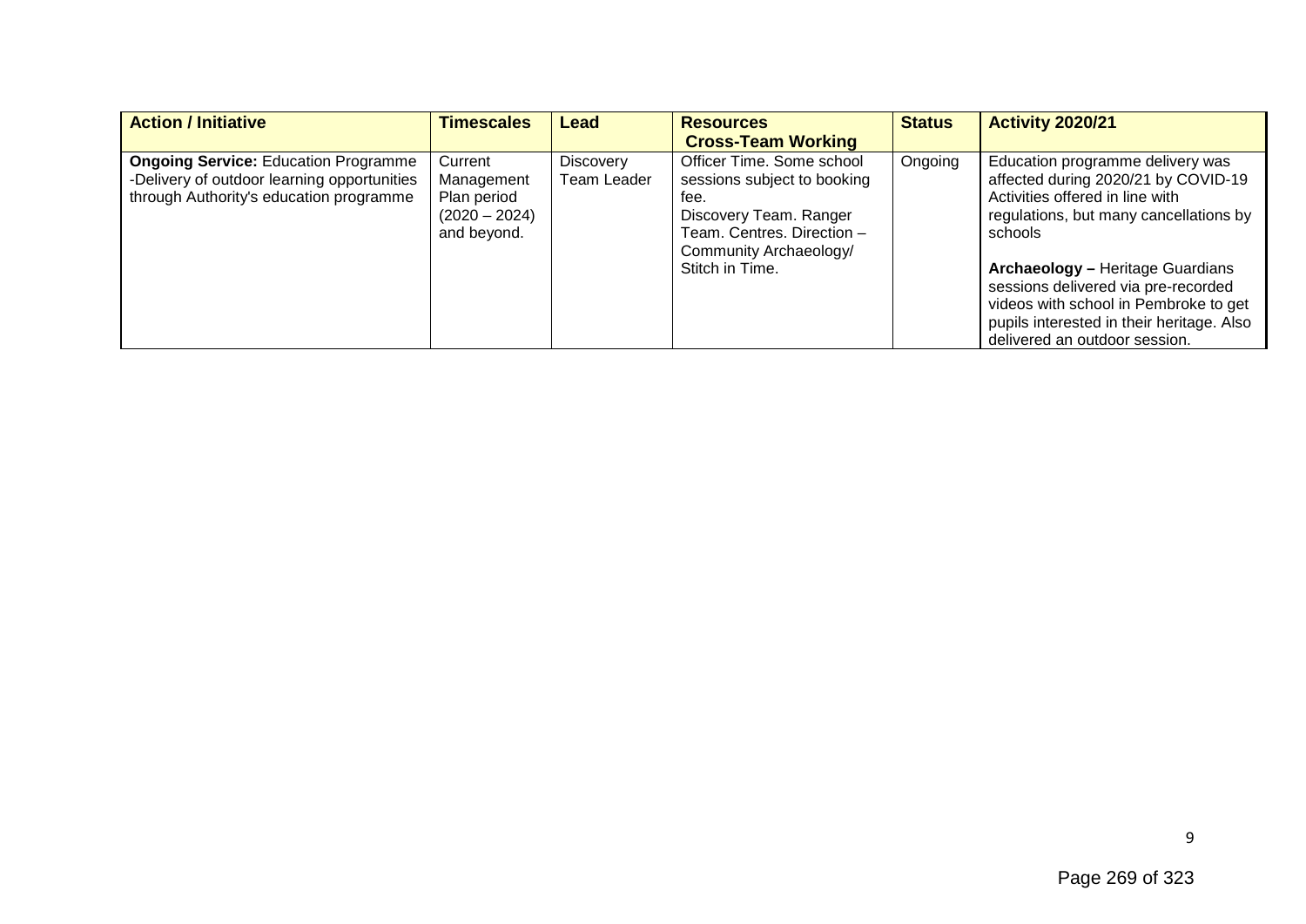| Action / Initiative | Timescales | Lead | Resources Cross-Team Working | Status | Activity 2020/21 |
|---|---|---|---|---|---|
| **Ongoing Service:** Education Programme -Delivery of outdoor learning opportunities through Authority's education programme | Current Management Plan period (2020 – 2024) and beyond. | Discovery Team Leader | Officer Time. Some school sessions subject to booking fee. Discovery Team. Ranger Team. Centres. Direction – Community Archaeology/ Stitch in Time. | Ongoing | Education programme delivery was affected during 2020/21 by COVID-19 Activities offered in line with regulations, but many cancellations by schools<br><br>**Archaeology –** Heritage Guardians sessions delivered via pre-recorded videos with school in Pembroke to get pupils interested in their heritage. Also delivered an outdoor session. |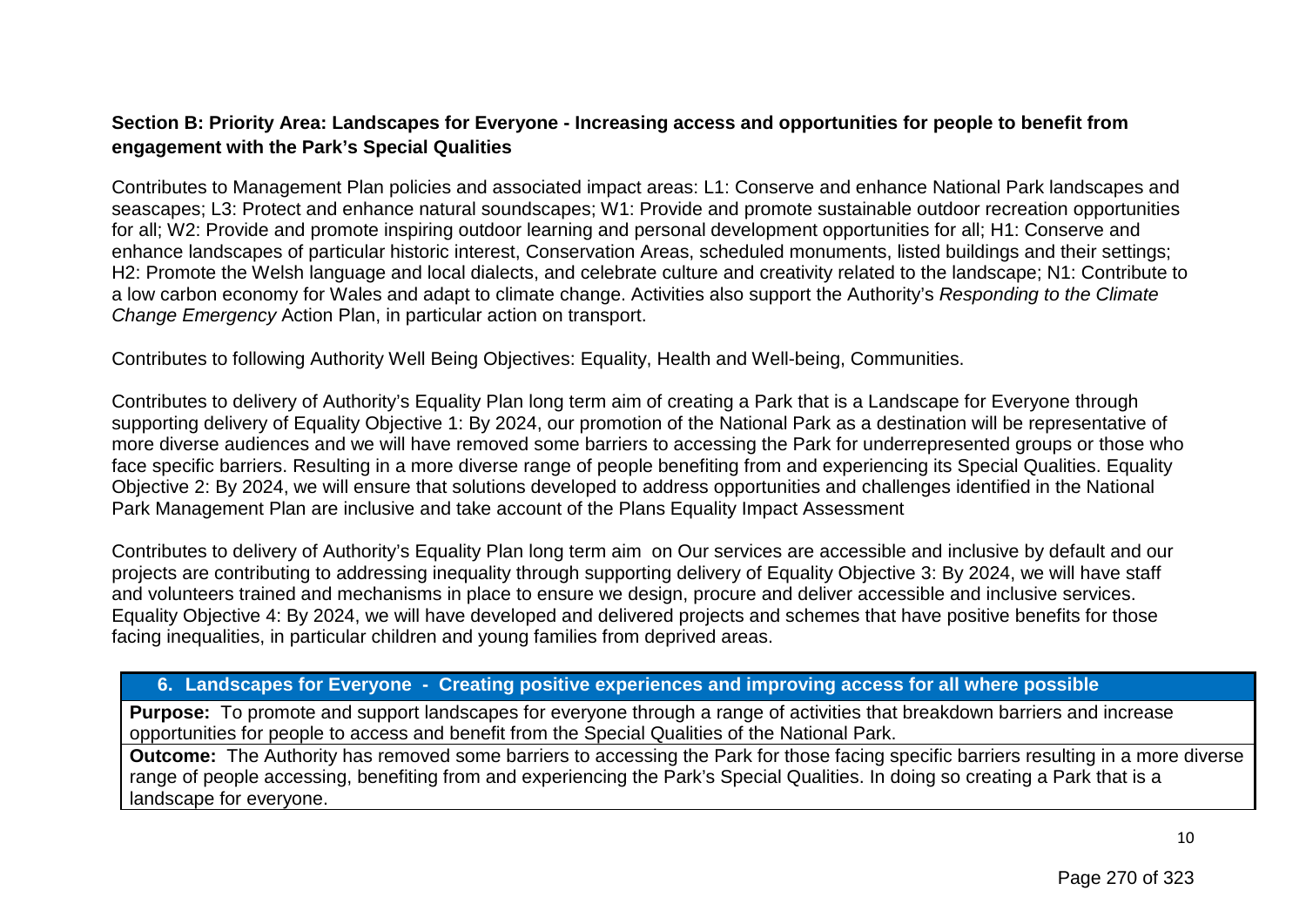**Section B: Priority Area: Landscapes for Everyone - Increasing access and opportunities for people to benefit from engagement with the Park's Special Qualities**

Contributes to Management Plan policies and associated impact areas: L1: Conserve and enhance National Park landscapes and seascapes; L3: Protect and enhance natural soundscapes; W1: Provide and promote sustainable outdoor recreation opportunities for all; W2: Provide and promote inspiring outdoor learning and personal development opportunities for all; H1: Conserve and enhance landscapes of particular historic interest, Conservation Areas, scheduled monuments, listed buildings and their settings; H2: Promote the Welsh language and local dialects, and celebrate culture and creativity related to the landscape; N1: Contribute to a low carbon economy for Wales and adapt to climate change. Activities also support the Authority's *Responding to the Climate Change Emergency* Action Plan, in particular action on transport.

Contributes to following Authority Well Being Objectives: Equality, Health and Well-being, Communities.

Contributes to delivery of Authority's Equality Plan long term aim of creating a Park that is a Landscape for Everyone through supporting delivery of Equality Objective 1: By 2024, our promotion of the National Park as a destination will be representative of more diverse audiences and we will have removed some barriers to accessing the Park for underrepresented groups or those who face specific barriers. Resulting in a more diverse range of people benefiting from and experiencing its Special Qualities. Equality Objective 2: By 2024, we will ensure that solutions developed to address opportunities and challenges identified in the National Park Management Plan are inclusive and take account of the Plans Equality Impact Assessment

Contributes to delivery of Authority's Equality Plan long term aim on Our services are accessible and inclusive by default and our projects are contributing to addressing inequality through supporting delivery of Equality Objective 3: By 2024, we will have staff and volunteers trained and mechanisms in place to ensure we design, procure and deliver accessible and inclusive services. Equality Objective 4: By 2024, we will have developed and delivered projects and schemes that have positive benefits for those facing inequalities, in particular children and young families from deprived areas.

| 6. Landscapes for Everyone - Creating positive experiences and improving access for all where possible |
|---|
| **Purpose:** To promote and support landscapes for everyone through a range of activities that breakdown barriers and increase opportunities for people to access and benefit from the Special Qualities of the National Park. |
| **Outcome:** The Authority has removed some barriers to accessing the Park for those facing specific barriers resulting in a more diverse range of people accessing, benefiting from and experiencing the Park's Special Qualities. In doing so creating a Park that is a landscape for everyone. |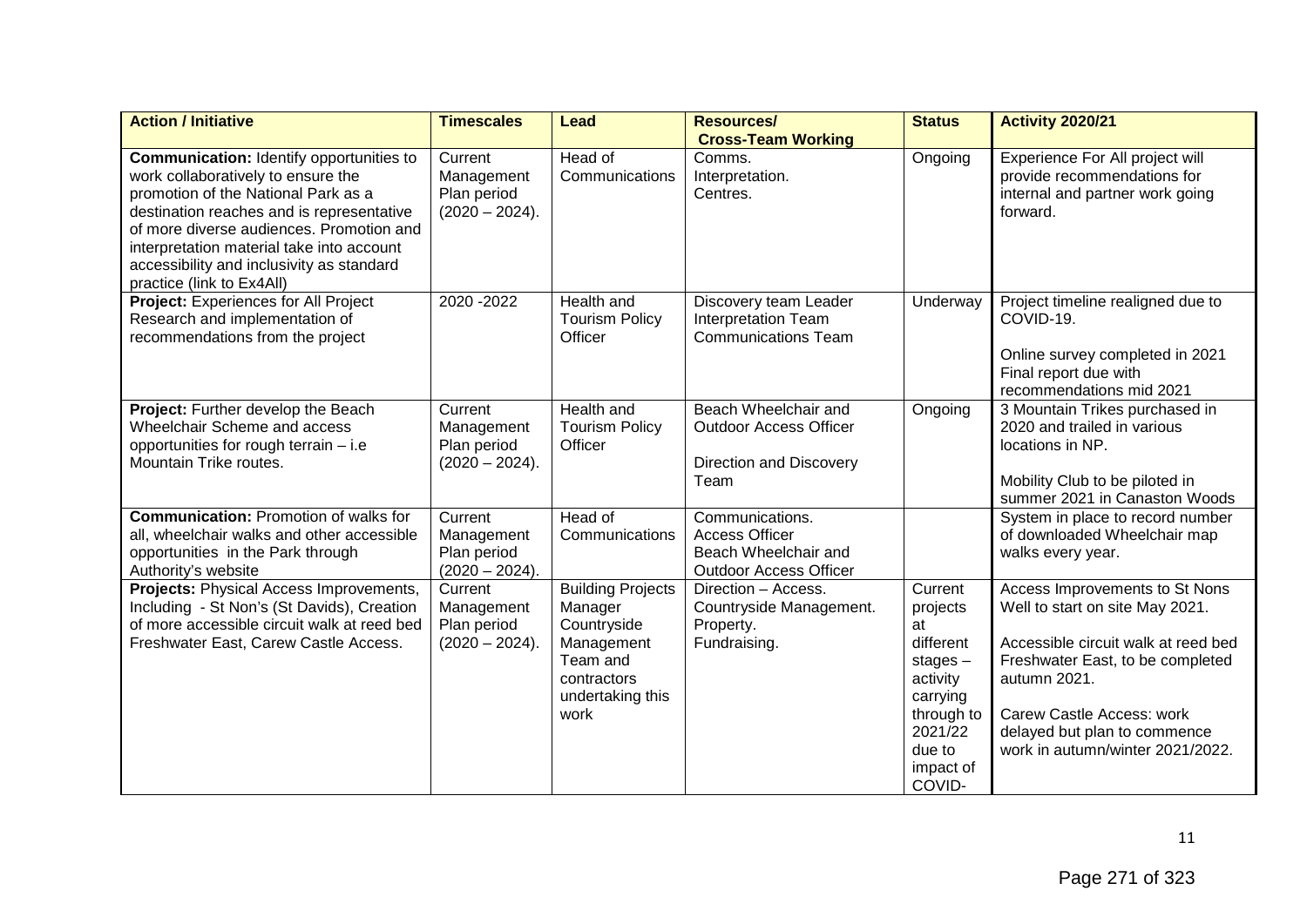| Action / Initiative | Timescales | Lead | Resources/ Cross-Team Working | Status | Activity 2020/21 |
|---|---|---|---|---|---|
| **Communication:** Identify opportunities to work collaboratively to ensure the promotion of the National Park as a destination reaches and is representative of more diverse audiences. Promotion and interpretation material take into account accessibility and inclusivity as standard practice (link to Ex4All) | Current Management Plan period (2020 – 2024). | Head of Communications | Comms. Interpretation. Centres. | Ongoing | Experience For All project will provide recommendations for internal and partner work going forward. |
| **Project:** Experiences for All Project Research and implementation of recommendations from the project | 2020 -2022 | Health and Tourism Policy Officer | Discovery team Leader Interpretation Team Communications Team | Underway | Project timeline realigned due to COVID-19.<br><br>Online survey completed in 2021 Final report due with recommendations mid 2021 |
| **Project:** Further develop the Beach Wheelchair Scheme and access opportunities for rough terrain – i.e Mountain Trike routes. | Current Management Plan period (2020 – 2024). | Health and Tourism Policy Officer | Beach Wheelchair and Outdoor Access Officer<br><br>Direction and Discovery Team | Ongoing | 3 Mountain Trikes purchased in 2020 and trailed in various locations in NP.<br><br>Mobility Club to be piloted in summer 2021 in Canaston Woods |
| **Communication:** Promotion of walks for all, wheelchair walks and other accessible opportunities in the Park through Authority's website | Current Management Plan period (2020 – 2024). | Head of Communications | Communications. Access Officer Beach Wheelchair and Outdoor Access Officer | | System in place to record number of downloaded Wheelchair map walks every year. |
| **Projects:** Physical Access Improvements, Including - St Non's (St Davids), Creation of more accessible circuit walk at reed bed Freshwater East, Carew Castle Access. | Current Management Plan period (2020 – 2024). | Building Projects Manager Countryside Management Team and contractors undertaking this work | Direction – Access. Countryside Management. Property. Fundraising. | Current projects at different stages – activity carrying through to 2021/22 due to impact of COVID- | Access Improvements to St Nons Well to start on site May 2021.<br><br>Accessible circuit walk at reed bed Freshwater East, to be completed autumn 2021.<br><br>Carew Castle Access: work delayed but plan to commence work in autumn/winter 2021/2022. |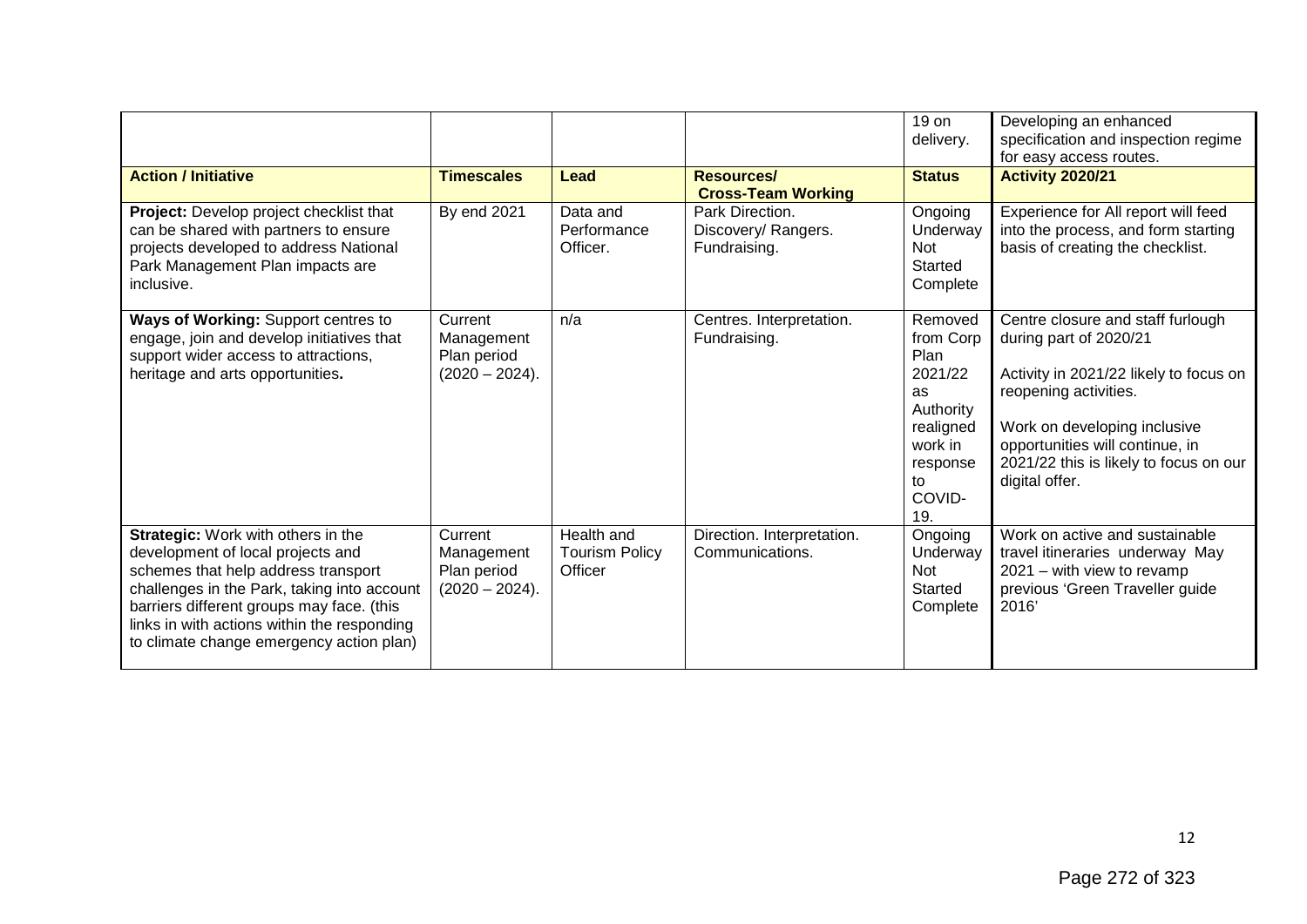| | | | | 19 on delivery. | Developing an enhanced specification and inspection regime for easy access routes. |
|---|---|---|---|---|---|
| **Action / Initiative** | **Timescales** | **Lead** | **Resources/ Cross-Team Working** | **Status** | **Activity 2020/21** |
| **Project:** Develop project checklist that can be shared with partners to ensure projects developed to address National Park Management Plan impacts are inclusive. | By end 2021 | Data and Performance Officer. | Park Direction. Discovery/ Rangers. Fundraising. | Ongoing Underway Not Started Complete | Experience for All report will feed into the process, and form starting basis of creating the checklist. |
| **Ways of Working:** Support centres to engage, join and develop initiatives that support wider access to attractions, heritage and arts opportunities**.** | Current Management Plan period (2020 – 2024). | n/a | Centres. Interpretation. Fundraising. | Removed from Corp Plan 2021/22 as Authority realigned work in response to COVID-19. | Centre closure and staff furlough during part of 2020/21<br><br>Activity in 2021/22 likely to focus on reopening activities.<br><br>Work on developing inclusive opportunities will continue, in 2021/22 this is likely to focus on our digital offer. |
| **Strategic:** Work with others in the development of local projects and schemes that help address transport challenges in the Park, taking into account barriers different groups may face. (this links in with actions within the responding to climate change emergency action plan) | Current Management Plan period (2020 – 2024). | Health and Tourism Policy Officer | Direction. Interpretation. Communications. | Ongoing Underway Not Started Complete | Work on active and sustainable travel itineraries underway May 2021 – with view to revamp previous 'Green Traveller guide 2016' |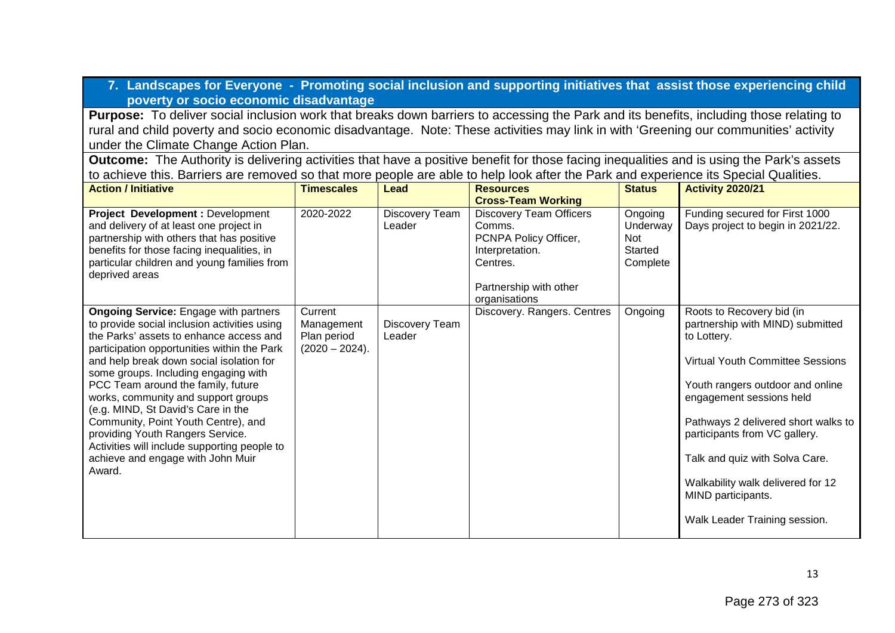## 7. Landscapes for Everyone - Promoting social inclusion and supporting initiatives that assist those experiencing child poverty or socio economic disadvantage

**Purpose:** To deliver social inclusion work that breaks down barriers to accessing the Park and its benefits, including those relating to rural and child poverty and socio economic disadvantage. Note: These activities may link in with 'Greening our communities' activity under the Climate Change Action Plan.

**Outcome:** The Authority is delivering activities that have a positive benefit for those facing inequalities and is using the Park's assets to achieve this. Barriers are removed so that more people are able to help look after the Park and experience its Special Qualities.

| Action / Initiative | Timescales | Lead | Resources Cross-Team Working | Status | Activity 2020/21 |
|---|---|---|---|---|---|
| **Project Development :** Development and delivery of at least one project in partnership with others that has positive benefits for those facing inequalities, in particular children and young families from deprived areas | 2020-2022 | Discovery Team Leader | Discovery Team Officers<br>Comms.<br>PCNPA Policy Officer,<br>Interpretation.<br>Centres.<br><br>Partnership with other organisations | Ongoing<br>Underway<br>Not Started<br>Complete | Funding secured for First 1000 Days project to begin in 2021/22. |
| **Ongoing Service:** Engage with partners to provide social inclusion activities using the Parks' assets to enhance access and participation opportunities within the Park and help break down social isolation for some groups. Including engaging with PCC Team around the family, future works, community and support groups (e.g. MIND, St David's Care in the Community, Point Youth Centre), and providing Youth Rangers Service. Activities will include supporting people to achieve and engage with John Muir Award. | Current Management Plan period (2020 – 2024). | Discovery Team Leader | Discovery. Rangers. Centres | Ongoing | Roots to Recovery bid (in partnership with MIND) submitted to Lottery.<br><br>Virtual Youth Committee Sessions<br><br>Youth rangers outdoor and online engagement sessions held<br><br>Pathways 2 delivered short walks to participants from VC gallery.<br><br>Talk and quiz with Solva Care.<br><br>Walkability walk delivered for 12 MIND participants.<br><br>Walk Leader Training session. |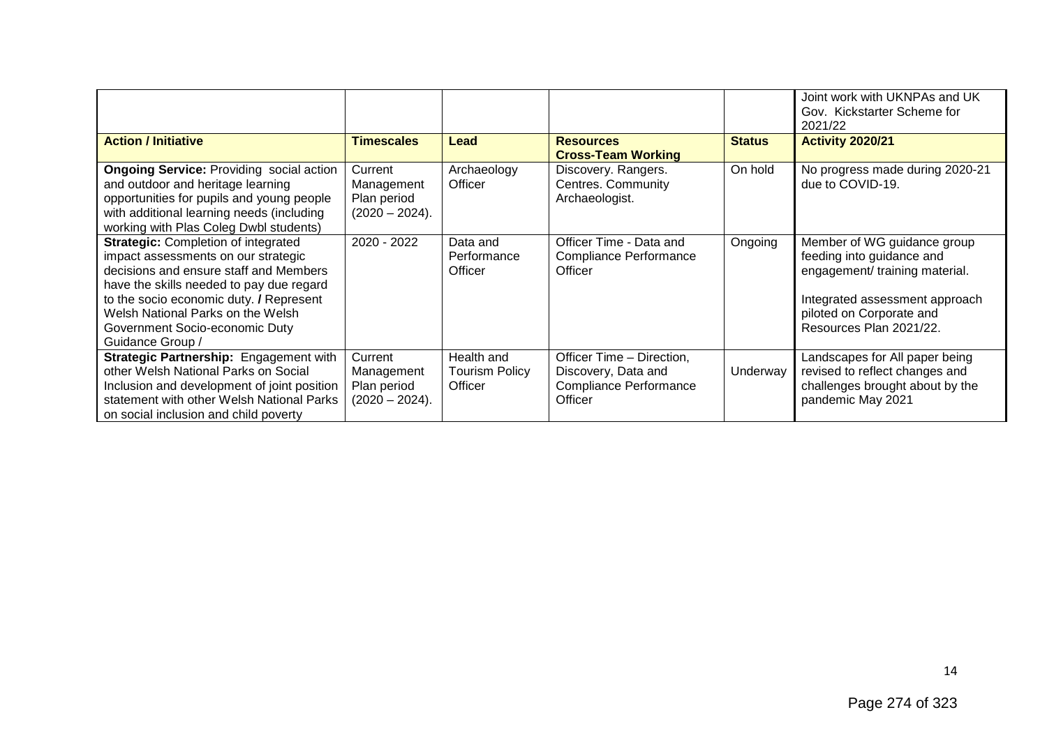| | | | | | Joint work with UKNPAs and UK Gov. Kickstarter Scheme for 2021/22 |
|---|---|---|---|---|---|
| **Action / Initiative** | **Timescales** | **Lead** | **Resources Cross-Team Working** | **Status** | **Activity 2020/21** |
| **Ongoing Service:** Providing social action and outdoor and heritage learning opportunities for pupils and young people with additional learning needs (including working with Plas Coleg Dwbl students) | Current Management Plan period (2020 – 2024). | Archaeology Officer | Discovery. Rangers. Centres. Community Archaeologist. | On hold | No progress made during 2020-21 due to COVID-19. |
| **Strategic:** Completion of integrated impact assessments on our strategic decisions and ensure staff and Members have the skills needed to pay due regard to the socio economic duty. **/** Represent Welsh National Parks on the Welsh Government Socio-economic Duty Guidance Group / | 2020 - 2022 | Data and Performance Officer | Officer Time - Data and Compliance Performance Officer | Ongoing | Member of WG guidance group feeding into guidance and engagement/ training material.<br><br>Integrated assessment approach piloted on Corporate and Resources Plan 2021/22. |
| **Strategic Partnership:** Engagement with other Welsh National Parks on Social Inclusion and development of joint position statement with other Welsh National Parks on social inclusion and child poverty | Current Management Plan period (2020 – 2024). | Health and Tourism Policy Officer | Officer Time – Direction, Discovery, Data and Compliance Performance Officer | Underway | Landscapes for All paper being revised to reflect changes and challenges brought about by the pandemic May 2021 |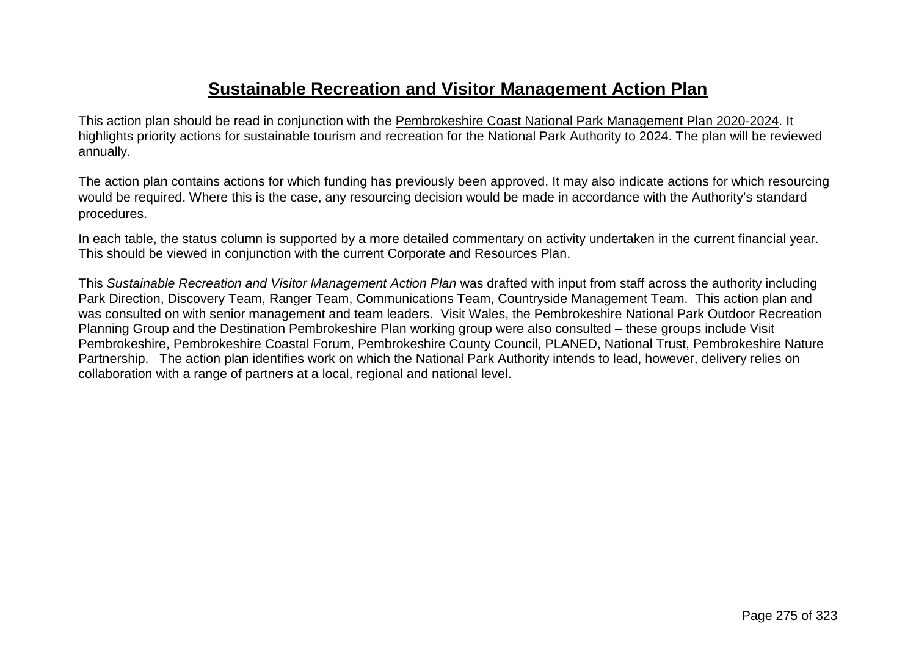# Sustainable Recreation and Visitor Management Action Plan

This action plan should be read in conjunction with the Pembrokeshire Coast National Park Management Plan 2020-2024. It highlights priority actions for sustainable tourism and recreation for the National Park Authority to 2024. The plan will be reviewed annually.

The action plan contains actions for which funding has previously been approved. It may also indicate actions for which resourcing would be required. Where this is the case, any resourcing decision would be made in accordance with the Authority's standard procedures.

In each table, the status column is supported by a more detailed commentary on activity undertaken in the current financial year. This should be viewed in conjunction with the current Corporate and Resources Plan.

This *Sustainable Recreation and Visitor Management Action Plan* was drafted with input from staff across the authority including Park Direction, Discovery Team, Ranger Team, Communications Team, Countryside Management Team. This action plan and was consulted on with senior management and team leaders. Visit Wales, the Pembrokeshire National Park Outdoor Recreation Planning Group and the Destination Pembrokeshire Plan working group were also consulted – these groups include Visit Pembrokeshire, Pembrokeshire Coastal Forum, Pembrokeshire County Council, PLANED, National Trust, Pembrokeshire Nature Partnership. The action plan identifies work on which the National Park Authority intends to lead, however, delivery relies on collaboration with a range of partners at a local, regional and national level.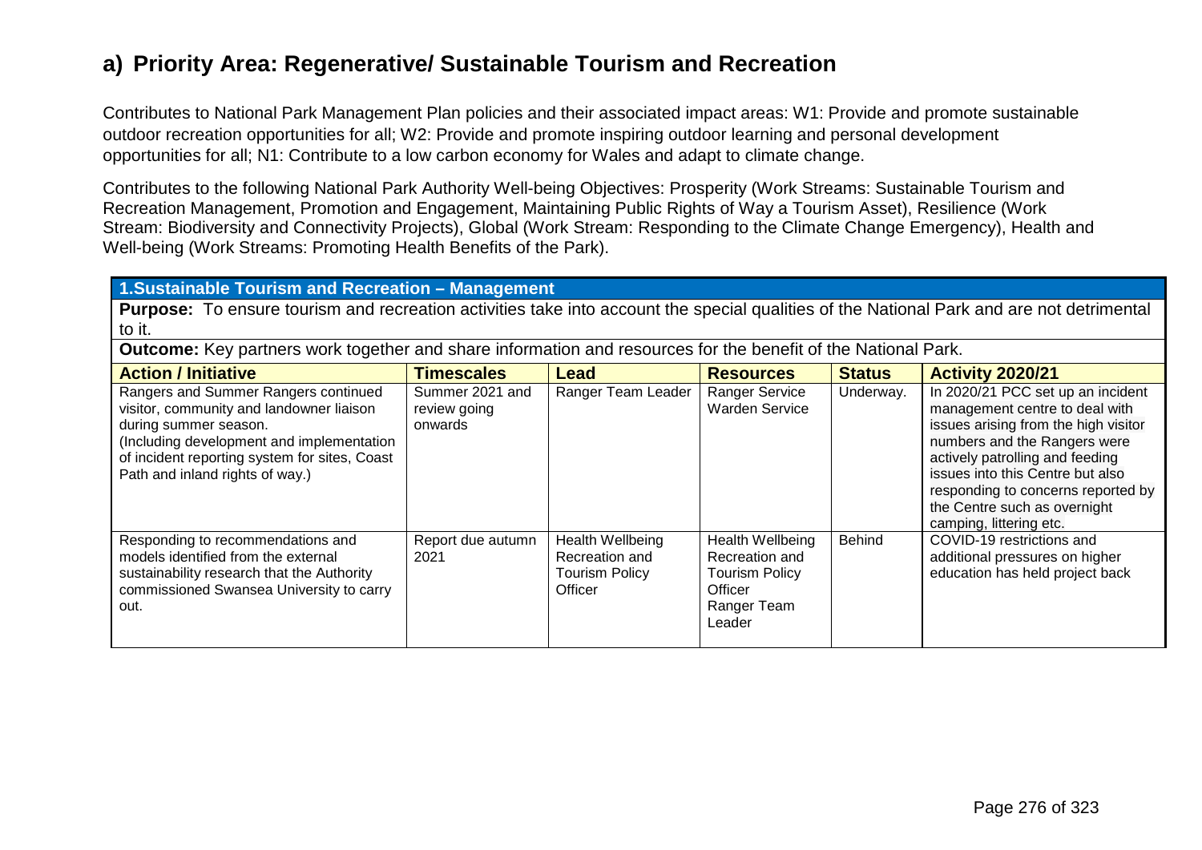## a) Priority Area: Regenerative/ Sustainable Tourism and Recreation

Contributes to National Park Management Plan policies and their associated impact areas: W1: Provide and promote sustainable outdoor recreation opportunities for all; W2: Provide and promote inspiring outdoor learning and personal development opportunities for all; N1: Contribute to a low carbon economy for Wales and adapt to climate change.

Contributes to the following National Park Authority Well-being Objectives: Prosperity (Work Streams: Sustainable Tourism and Recreation Management, Promotion and Engagement, Maintaining Public Rights of Way a Tourism Asset), Resilience (Work Stream: Biodiversity and Connectivity Projects), Global (Work Stream: Responding to the Climate Change Emergency), Health and Well-being (Work Streams: Promoting Health Benefits of the Park).

**1.Sustainable Tourism and Recreation – Management**

**Purpose:** To ensure tourism and recreation activities take into account the special qualities of the National Park and are not detrimental to it.

**Outcome:** Key partners work together and share information and resources for the benefit of the National Park.

| Action / Initiative | Timescales | Lead | Resources | Status | Activity 2020/21 |
|---|---|---|---|---|---|
| Rangers and Summer Rangers continued visitor, community and landowner liaison during summer season. (Including development and implementation of incident reporting system for sites, Coast Path and inland rights of way.) | Summer 2021 and review going onwards | Ranger Team Leader | Ranger Service Warden Service | Underway. | In 2020/21 PCC set up an incident management centre to deal with issues arising from the high visitor numbers and the Rangers were actively patrolling and feeding issues into this Centre but also responding to concerns reported by the Centre such as overnight camping, littering etc. |
| Responding to recommendations and models identified from the external sustainability research that the Authority commissioned Swansea University to carry out. | Report due autumn 2021 | Health Wellbeing Recreation and Tourism Policy Officer | Health Wellbeing Recreation and Tourism Policy Officer Ranger Team Leader | Behind | COVID-19 restrictions and additional pressures on higher education has held project back |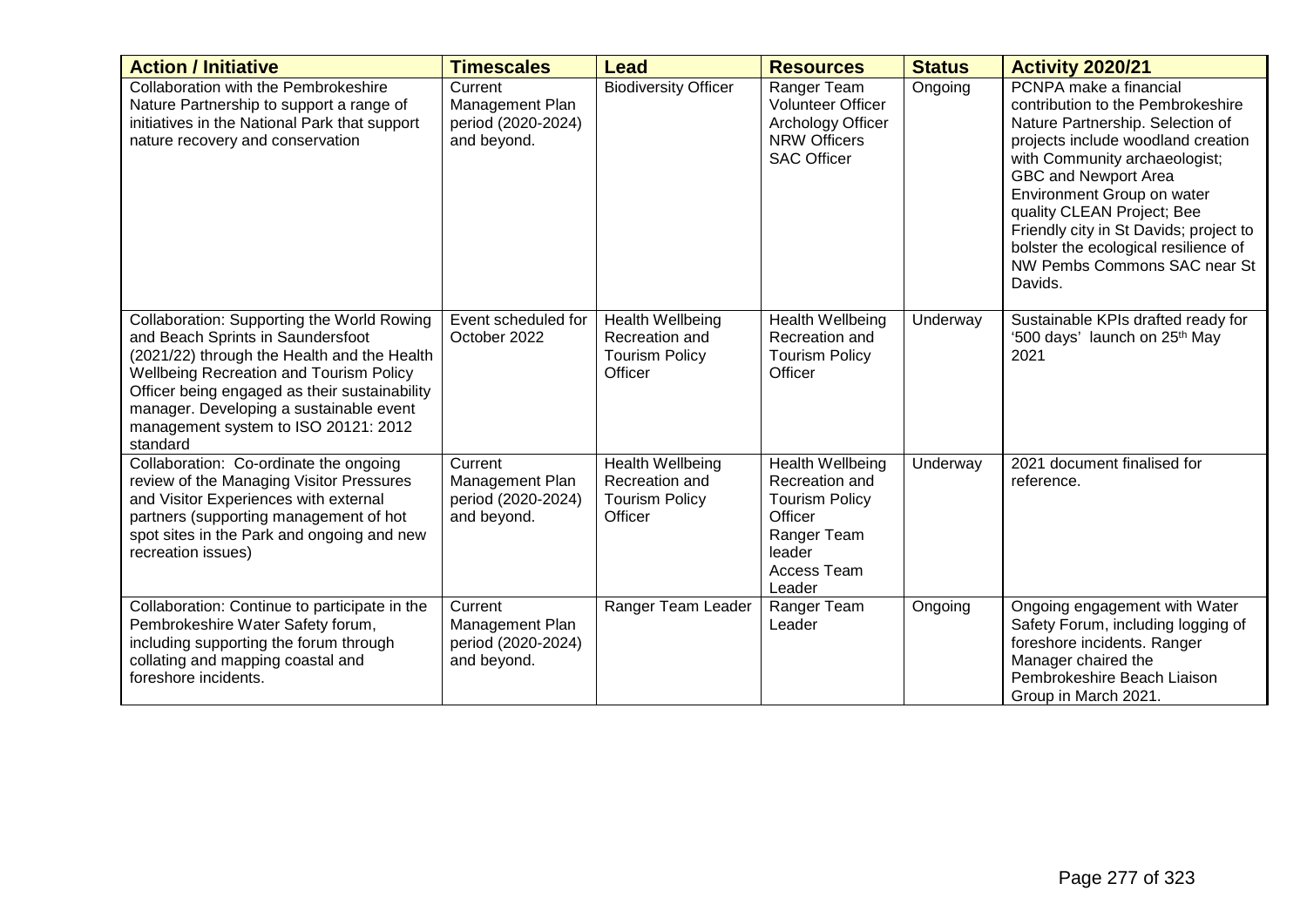| Action / Initiative | Timescales | Lead | Resources | Status | Activity 2020/21 |
|---|---|---|---|---|---|
| Collaboration with the Pembrokeshire Nature Partnership to support a range of initiatives in the National Park that support nature recovery and conservation | Current Management Plan period (2020-2024) and beyond. | Biodiversity Officer | Ranger Team<br>Volunteer Officer<br>Archology Officer<br>NRW Officers<br>SAC Officer | Ongoing | PCNPA make a financial contribution to the Pembrokeshire Nature Partnership. Selection of projects include woodland creation with Community archaeologist; GBC and Newport Area Environment Group on water quality CLEAN Project; Bee Friendly city in St Davids; project to bolster the ecological resilience of NW Pembs Commons SAC near St Davids. |
| Collaboration: Supporting the World Rowing and Beach Sprints in Saundersfoot (2021/22) through the Health and the Health Wellbeing Recreation and Tourism Policy Officer being engaged as their sustainability manager. Developing a sustainable event management system to ISO 20121: 2012 standard | Event scheduled for October 2022 | Health Wellbeing Recreation and Tourism Policy Officer | Health Wellbeing Recreation and Tourism Policy Officer | Underway | Sustainable KPIs drafted ready for '500 days' launch on 25th May 2021 |
| Collaboration: Co-ordinate the ongoing review of the Managing Visitor Pressures and Visitor Experiences with external partners (supporting management of hot spot sites in the Park and ongoing and new recreation issues) | Current Management Plan period (2020-2024) and beyond. | Health Wellbeing Recreation and Tourism Policy Officer | Health Wellbeing Recreation and Tourism Policy Officer<br>Ranger Team leader<br>Access Team Leader | Underway | 2021 document finalised for reference. |
| Collaboration: Continue to participate in the Pembrokeshire Water Safety forum, including supporting the forum through collating and mapping coastal and foreshore incidents. | Current Management Plan period (2020-2024) and beyond. | Ranger Team Leader | Ranger Team Leader | Ongoing | Ongoing engagement with Water Safety Forum, including logging of foreshore incidents. Ranger Manager chaired the Pembrokeshire Beach Liaison Group in March 2021. |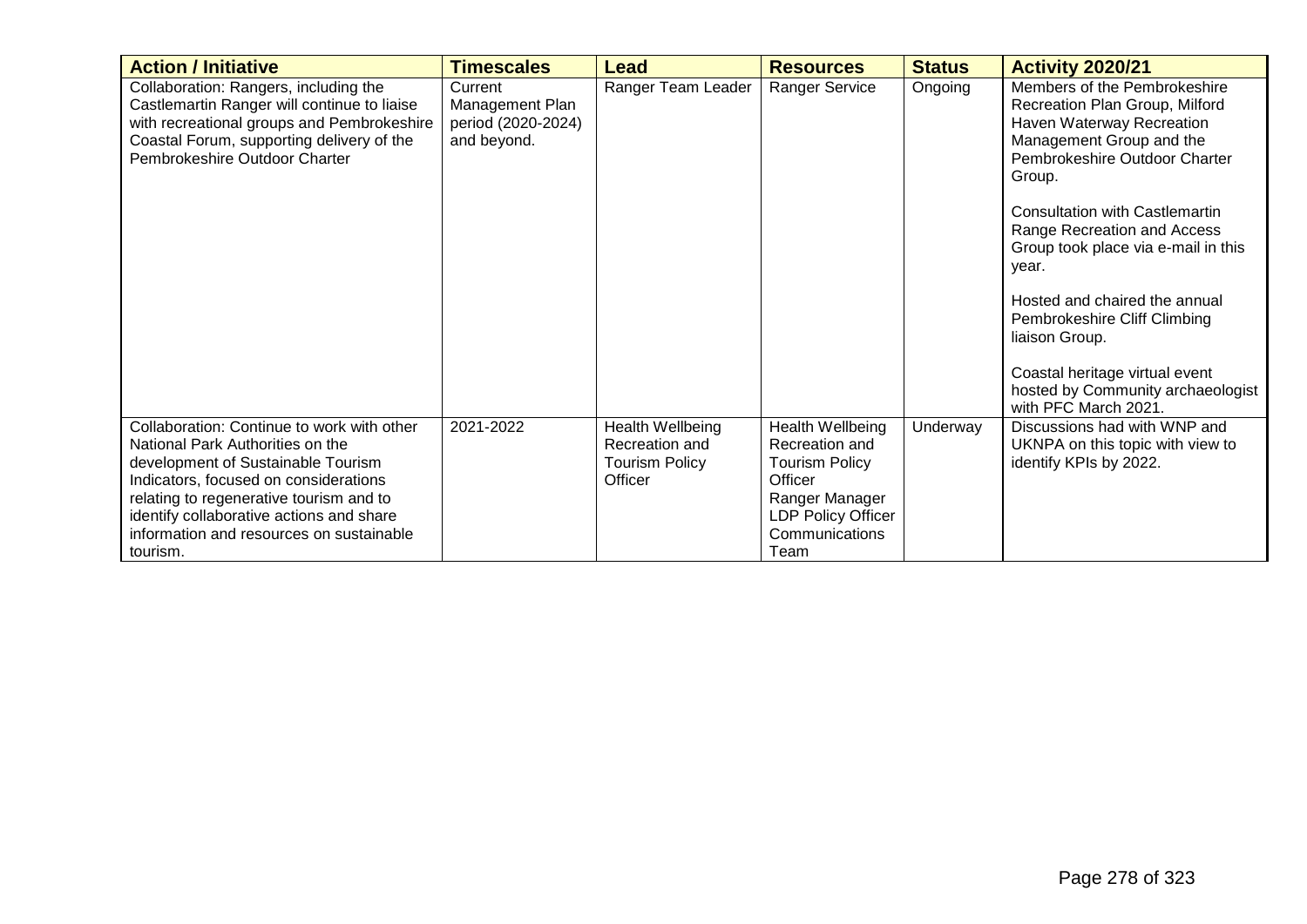| Action / Initiative | Timescales | Lead | Resources | Status | Activity 2020/21 |
| --- | --- | --- | --- | --- | --- |
| Collaboration: Rangers, including the Castlemartin Ranger will continue to liaise with recreational groups and Pembrokeshire Coastal Forum, supporting delivery of the Pembrokeshire Outdoor Charter | Current Management Plan period (2020-2024) and beyond. | Ranger Team Leader | Ranger Service | Ongoing | Members of the Pembrokeshire Recreation Plan Group, Milford Haven Waterway Recreation Management Group and the Pembrokeshire Outdoor Charter Group.<br><br>Consultation with Castlemartin Range Recreation and Access Group took place via e-mail in this year.<br><br>Hosted and chaired the annual Pembrokeshire Cliff Climbing liaison Group.<br><br>Coastal heritage virtual event hosted by Community archaeologist with PFC March 2021. |
| Collaboration: Continue to work with other National Park Authorities on the development of Sustainable Tourism Indicators, focused on considerations relating to regenerative tourism and to identify collaborative actions and share information and resources on sustainable tourism. | 2021-2022 | Health Wellbeing Recreation and Tourism Policy Officer | Health Wellbeing Recreation and Tourism Policy Officer<br>Ranger Manager<br>LDP Policy Officer<br>Communications Team | Underway | Discussions had with WNP and UKNPA on this topic with view to identify KPIs by 2022. |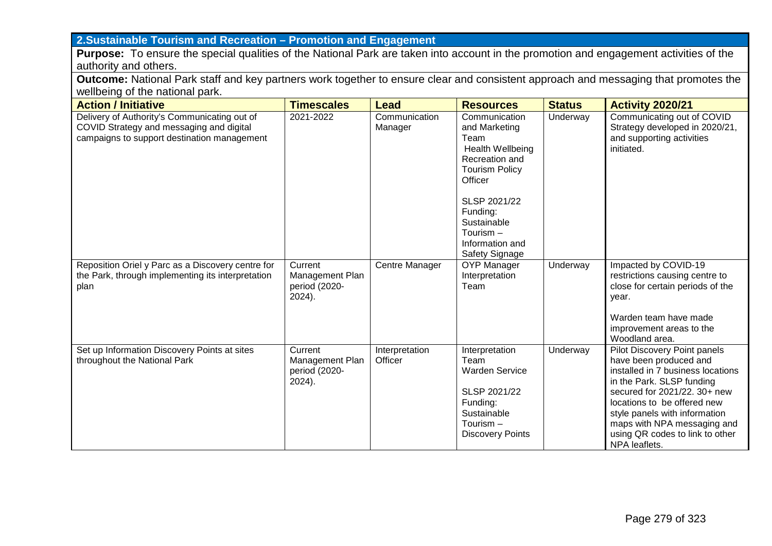## 2.Sustainable Tourism and Recreation – Promotion and Engagement

**Purpose:** To ensure the special qualities of the National Park are taken into account in the promotion and engagement activities of the authority and others.

**Outcome:** National Park staff and key partners work together to ensure clear and consistent approach and messaging that promotes the wellbeing of the national park.

| Action / Initiative | Timescales | Lead | Resources | Status | Activity 2020/21 |
|---|---|---|---|---|---|
| Delivery of Authority's Communicating out of COVID Strategy and messaging and digital campaigns to support destination management | 2021-2022 | Communication Manager | Communication and Marketing Team<br>Health Wellbeing Recreation and Tourism Policy Officer<br><br>SLSP 2021/22 Funding: Sustainable Tourism – Information and Safety Signage | Underway | Communicating out of COVID Strategy developed in 2020/21, and supporting activities initiated. |
| Reposition Oriel y Parc as a Discovery centre for the Park, through implementing its interpretation plan | Current Management Plan period (2020-2024). | Centre Manager | OYP Manager<br>Interpretation Team | Underway | Impacted by COVID-19 restrictions causing centre to close for certain periods of the year.<br><br>Warden team have made improvement areas to the Woodland area. |
| Set up Information Discovery Points at sites throughout the National Park | Current Management Plan period (2020-2024). | Interpretation Officer | Interpretation Team<br>Warden Service<br><br>SLSP 2021/22 Funding: Sustainable Tourism – Discovery Points | Underway | Pilot Discovery Point panels have been produced and installed in 7 business locations in the Park. SLSP funding secured for 2021/22. 30+ new locations to be offered new style panels with information maps with NPA messaging and using QR codes to link to other NPA leaflets. |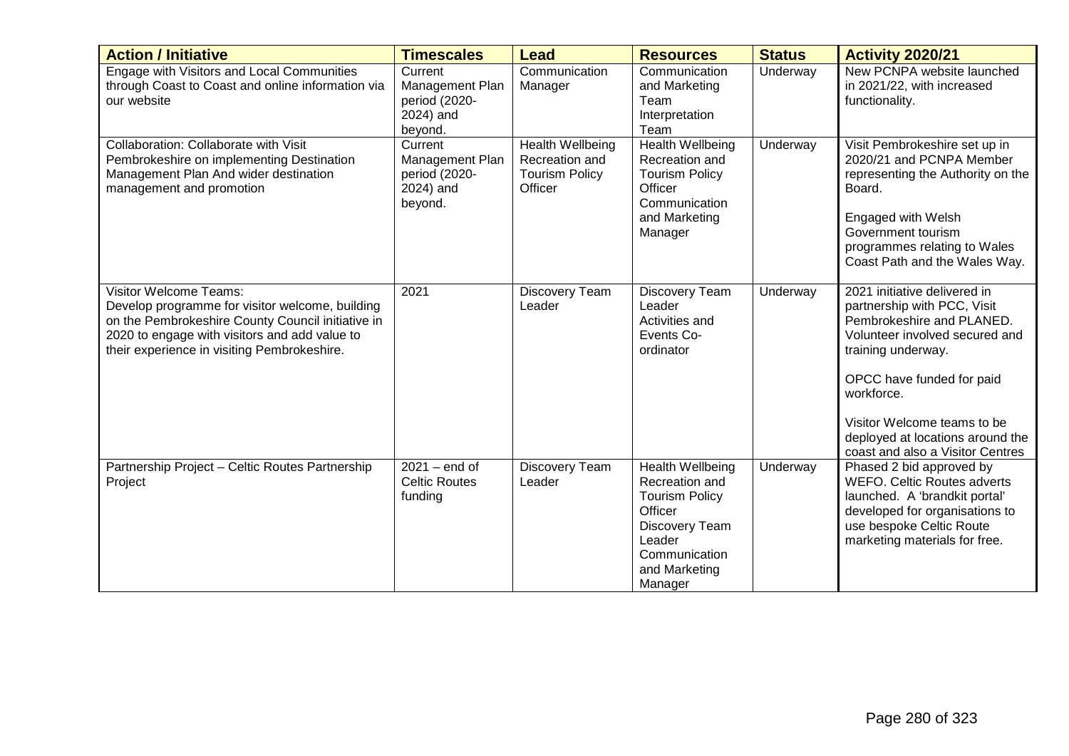| Action / Initiative | Timescales | Lead | Resources | Status | Activity 2020/21 |
|---|---|---|---|---|---|
| Engage with Visitors and Local Communities through Coast to Coast and online information via our website | Current Management Plan period (2020-2024) and beyond. | Communication Manager | Communication and Marketing Team<br>Interpretation Team | Underway | New PCNPA website launched in 2021/22, with increased functionality. |
| Collaboration: Collaborate with Visit Pembrokeshire on implementing Destination Management Plan And wider destination management and promotion | Current Management Plan period (2020-2024) and beyond. | Health Wellbeing Recreation and Tourism Policy Officer | Health Wellbeing Recreation and Tourism Policy Officer<br>Communication and Marketing Manager | Underway | Visit Pembrokeshire set up in 2020/21 and PCNPA Member representing the Authority on the Board.<br><br>Engaged with Welsh Government tourism programmes relating to Wales Coast Path and the Wales Way. |
| Visitor Welcome Teams:<br>Develop programme for visitor welcome, building on the Pembrokeshire County Council initiative in 2020 to engage with visitors and add value to their experience in visiting Pembrokeshire. | 2021 | Discovery Team Leader | Discovery Team Leader<br>Activities and Events Co-ordinator | Underway | 2021 initiative delivered in partnership with PCC, Visit Pembrokeshire and PLANED. Volunteer involved secured and training underway.<br><br>OPCC have funded for paid workforce.<br><br>Visitor Welcome teams to be deployed at locations around the coast and also a Visitor Centres |
| Partnership Project – Celtic Routes Partnership Project | 2021 – end of Celtic Routes funding | Discovery Team Leader | Health Wellbeing Recreation and Tourism Policy Officer<br>Discovery Team Leader<br>Communication and Marketing Manager | Underway | Phased 2 bid approved by WEFO. Celtic Routes adverts launched. A 'brandkit portal' developed for organisations to use bespoke Celtic Route marketing materials for free. |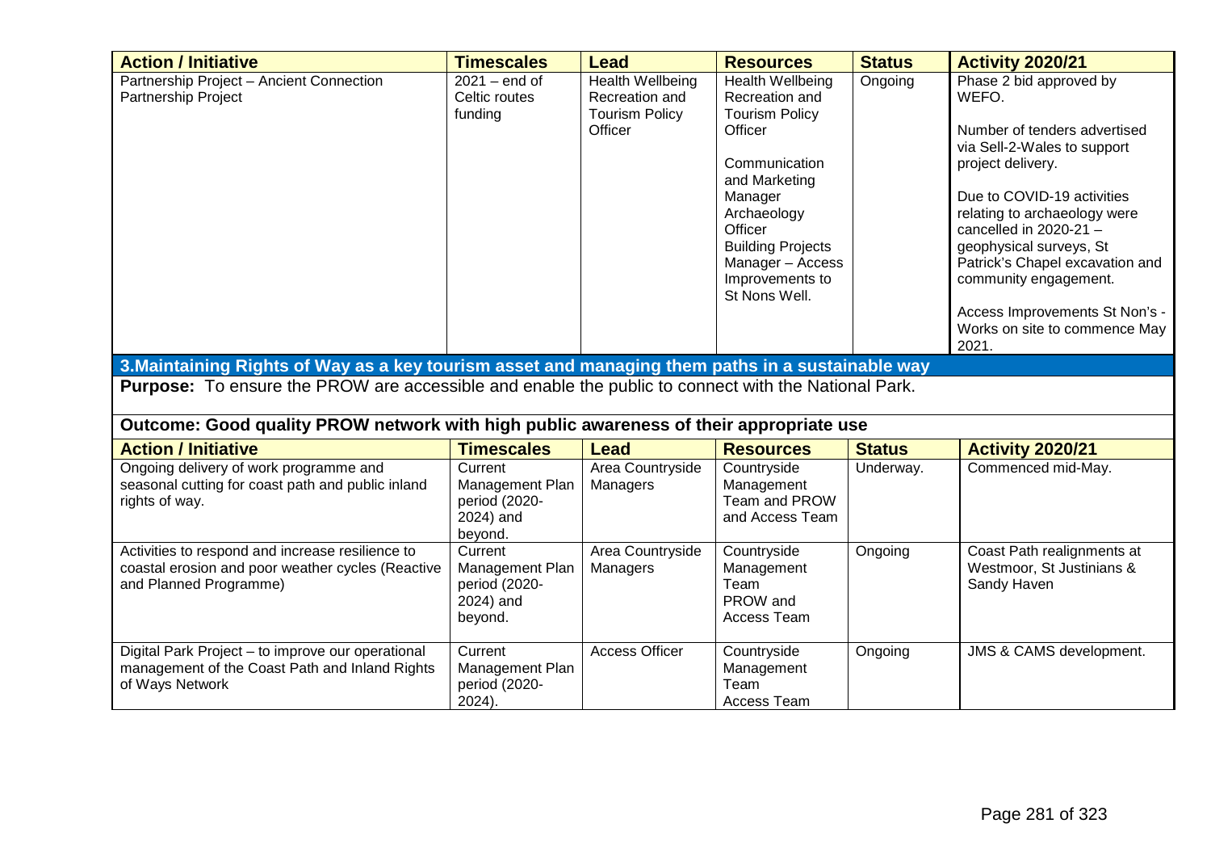| Action / Initiative | Timescales | Lead | Resources | Status | Activity 2020/21 |
|---|---|---|---|---|---|
| Partnership Project – Ancient Connection Partnership Project | 2021 – end of Celtic routes funding | Health Wellbeing Recreation and Tourism Policy Officer | Health Wellbeing Recreation and Tourism Policy Officer<br><br>Communication and Marketing Manager<br>Archaeology Officer<br>Building Projects Manager – Access Improvements to St Nons Well. | Ongoing | Phase 2 bid approved by WEFO.<br><br>Number of tenders advertised via Sell-2-Wales to support project delivery.<br><br>Due to COVID-19 activities relating to archaeology were cancelled in 2020-21 – geophysical surveys, St Patrick's Chapel excavation and community engagement.<br><br>Access Improvements St Non's - Works on site to commence May 2021. |

## 3. Maintaining Rights of Way as a key tourism asset and managing them paths in a sustainable way

**Purpose:** To ensure the PROW are accessible and enable the public to connect with the National Park.

**Outcome: Good quality PROW network with high public awareness of their appropriate use**

| Action / Initiative | Timescales | Lead | Resources | Status | Activity 2020/21 |
|---|---|---|---|---|---|
| Ongoing delivery of work programme and seasonal cutting for coast path and public inland rights of way. | Current Management Plan period (2020-2024) and beyond. | Area Countryside Managers | Countryside Management Team and PROW and Access Team | Underway. | Commenced mid-May. |
| Activities to respond and increase resilience to coastal erosion and poor weather cycles (Reactive and Planned Programme) | Current Management Plan period (2020-2024) and beyond. | Area Countryside Managers | Countryside Management Team<br>PROW and Access Team | Ongoing | Coast Path realignments at Westmoor, St Justinians & Sandy Haven |
| Digital Park Project – to improve our operational management of the Coast Path and Inland Rights of Ways Network | Current Management Plan period (2020-2024). | Access Officer | Countryside Management Team<br>Access Team | Ongoing | JMS & CAMS development. |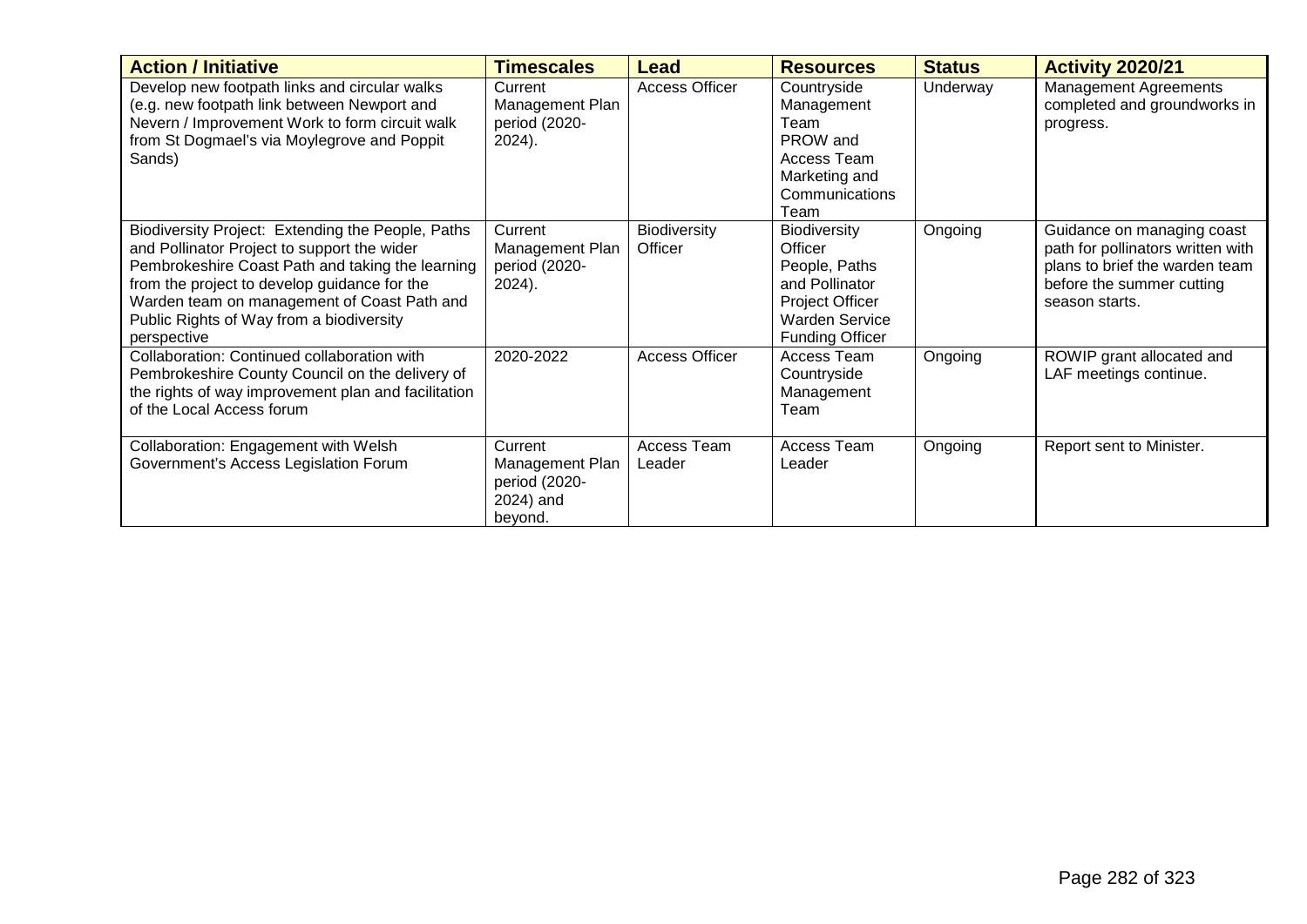| Action / Initiative | Timescales | Lead | Resources | Status | Activity 2020/21 |
|---|---|---|---|---|---|
| Develop new footpath links and circular walks (e.g. new footpath link between Newport and Nevern / Improvement Work to form circuit walk from St Dogmael's via Moylegrove and Poppit Sands) | Current Management Plan period (2020-2024). | Access Officer | Countryside Management Team<br>PROW and Access Team<br>Marketing and Communications Team | Underway | Management Agreements completed and groundworks in progress. |
| Biodiversity Project: Extending the People, Paths and Pollinator Project to support the wider Pembrokeshire Coast Path and taking the learning from the project to develop guidance for the Warden team on management of Coast Path and Public Rights of Way from a biodiversity perspective | Current Management Plan period (2020-2024). | Biodiversity Officer | Biodiversity Officer<br>People, Paths and Pollinator Project Officer<br>Warden Service<br>Funding Officer | Ongoing | Guidance on managing coast path for pollinators written with plans to brief the warden team before the summer cutting season starts. |
| Collaboration: Continued collaboration with Pembrokeshire County Council on the delivery of the rights of way improvement plan and facilitation of the Local Access forum | 2020-2022 | Access Officer | Access Team<br>Countryside Management Team | Ongoing | ROWIP grant allocated and LAF meetings continue. |
| Collaboration: Engagement with Welsh Government's Access Legislation Forum | Current Management Plan period (2020-2024) and beyond. | Access Team Leader | Access Team Leader | Ongoing | Report sent to Minister. |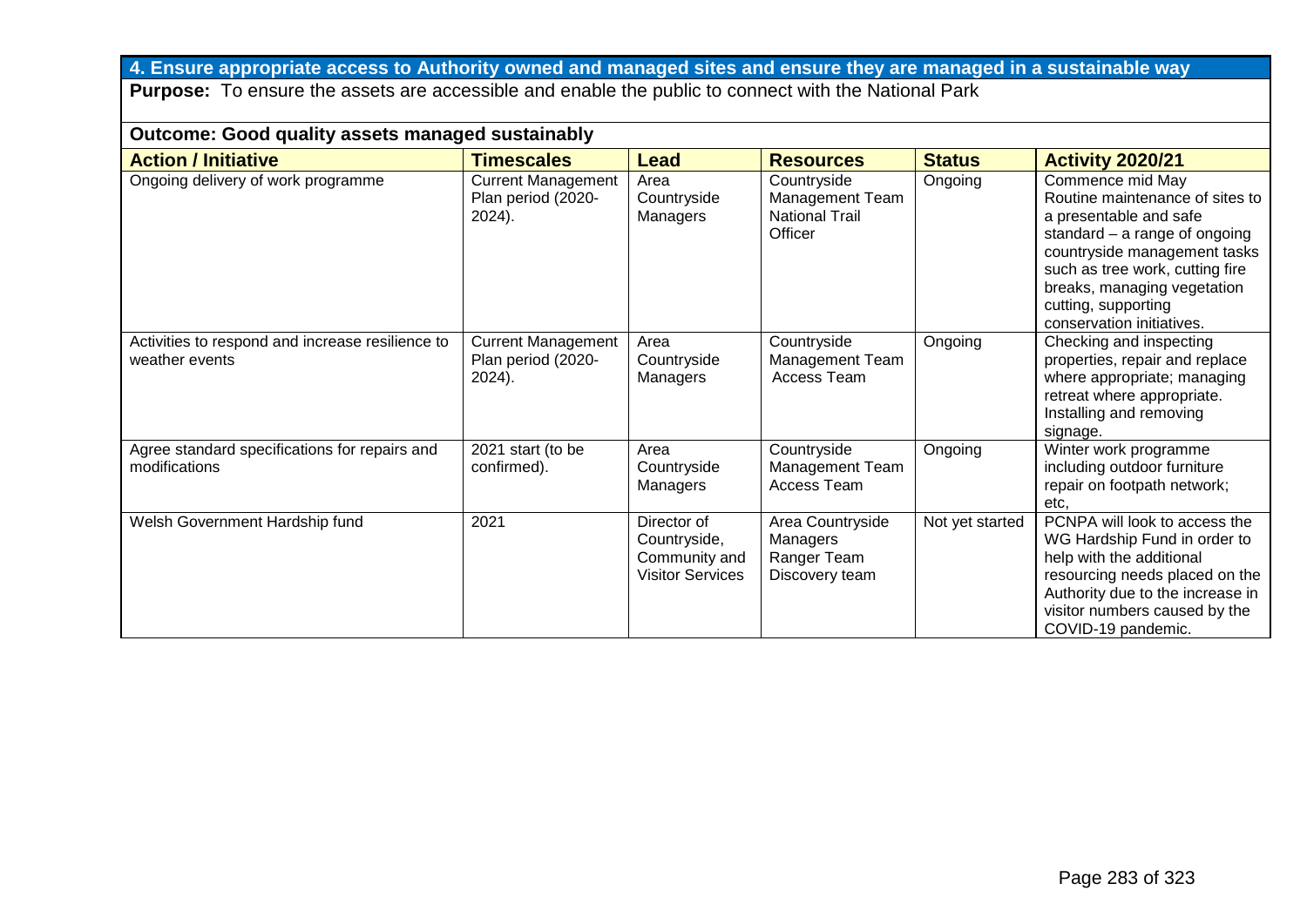## 4. Ensure appropriate access to Authority owned and managed sites and ensure they are managed in a sustainable way

**Purpose:** To ensure the assets are accessible and enable the public to connect with the National Park

### Outcome: Good quality assets managed sustainably

| Action / Initiative | Timescales | Lead | Resources | Status | Activity 2020/21 |
|---|---|---|---|---|---|
| Ongoing delivery of work programme | Current Management Plan period (2020-2024). | Area Countryside Managers | Countryside Management Team National Trail Officer | Ongoing | Commence mid May Routine maintenance of sites to a presentable and safe standard – a range of ongoing countryside management tasks such as tree work, cutting fire breaks, managing vegetation cutting, supporting conservation initiatives. |
| Activities to respond and increase resilience to weather events | Current Management Plan period (2020-2024). | Area Countryside Managers | Countryside Management Team Access Team | Ongoing | Checking and inspecting properties, repair and replace where appropriate; managing retreat where appropriate. Installing and removing signage. |
| Agree standard specifications for repairs and modifications | 2021 start (to be confirmed). | Area Countryside Managers | Countryside Management Team Access Team | Ongoing | Winter work programme including outdoor furniture repair on footpath network; etc, |
| Welsh Government Hardship fund | 2021 | Director of Countryside, Community and Visitor Services | Area Countryside Managers Ranger Team Discovery team | Not yet started | PCNPA will look to access the WG Hardship Fund in order to help with the additional resourcing needs placed on the Authority due to the increase in visitor numbers caused by the COVID-19 pandemic. |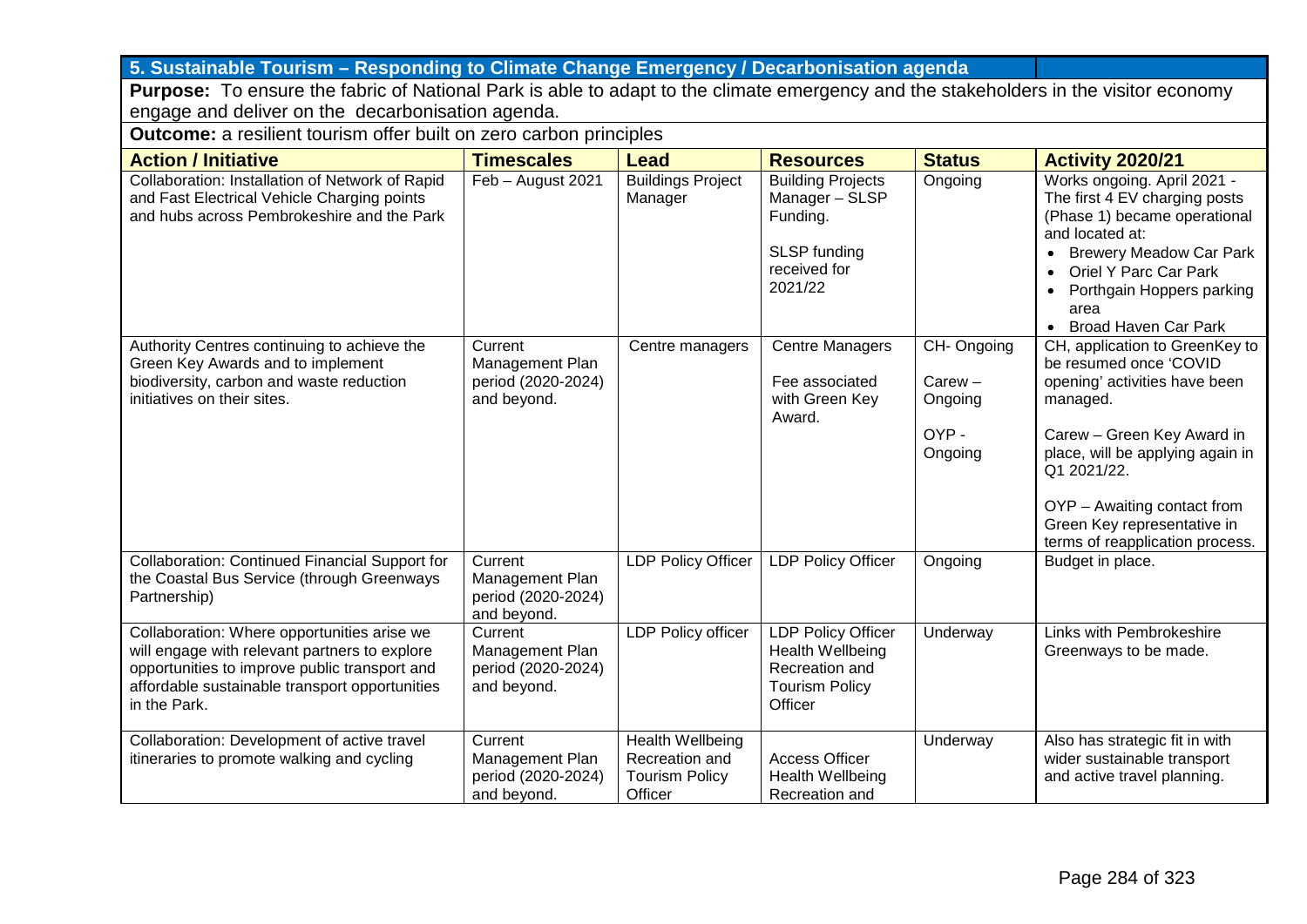## 5. Sustainable Tourism – Responding to Climate Change Emergency / Decarbonisation agenda

**Purpose:** To ensure the fabric of National Park is able to adapt to the climate emergency and the stakeholders in the visitor economy engage and deliver on the decarbonisation agenda.

**Outcome:** a resilient tourism offer built on zero carbon principles

| Action / Initiative | Timescales | Lead | Resources | Status | Activity 2020/21 |
|---|---|---|---|---|---|
| Collaboration: Installation of Network of Rapid and Fast Electrical Vehicle Charging points and hubs across Pembrokeshire and the Park | Feb – August 2021 | Buildings Project Manager | Building Projects Manager – SLSP Funding. SLSP funding received for 2021/22 | Ongoing | Works ongoing. April 2021 - The first 4 EV charging posts (Phase 1) became operational and located at: • Brewery Meadow Car Park • Oriel Y Parc Car Park • Porthgain Hoppers parking area • Broad Haven Car Park |
| Authority Centres continuing to achieve the Green Key Awards and to implement biodiversity, carbon and waste reduction initiatives on their sites. | Current Management Plan period (2020-2024) and beyond. | Centre managers | Centre Managers Fee associated with Green Key Award. | CH- Ongoing Carew – Ongoing OYP - Ongoing | CH, application to GreenKey to be resumed once 'COVID opening' activities have been managed. Carew – Green Key Award in place, will be applying again in Q1 2021/22. OYP – Awaiting contact from Green Key representative in terms of reapplication process. |
| Collaboration: Continued Financial Support for the Coastal Bus Service (through Greenways Partnership) | Current Management Plan period (2020-2024) and beyond. | LDP Policy Officer | LDP Policy Officer | Ongoing | Budget in place. |
| Collaboration: Where opportunities arise we will engage with relevant partners to explore opportunities to improve public transport and affordable sustainable transport opportunities in the Park. | Current Management Plan period (2020-2024) and beyond. | LDP Policy officer | LDP Policy Officer Health Wellbeing Recreation and Tourism Policy Officer | Underway | Links with Pembrokeshire Greenways to be made. |
| Collaboration: Development of active travel itineraries to promote walking and cycling | Current Management Plan period (2020-2024) and beyond. | Health Wellbeing Recreation and Tourism Policy Officer | Access Officer Health Wellbeing Recreation and | Underway | Also has strategic fit in with wider sustainable transport and active travel planning. |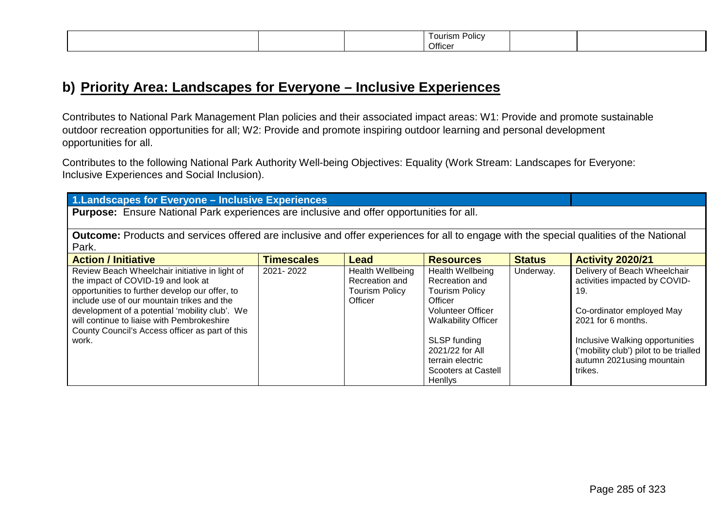| | | | Tourism Policy Officer | | |
|---|---|---|---|---|---|

## b) Priority Area: Landscapes for Everyone – Inclusive Experiences

Contributes to National Park Management Plan policies and their associated impact areas: W1: Provide and promote sustainable outdoor recreation opportunities for all; W2: Provide and promote inspiring outdoor learning and personal development opportunities for all.

Contributes to the following National Park Authority Well-being Objectives: Equality (Work Stream: Landscapes for Everyone: Inclusive Experiences and Social Inclusion).

| **1.Landscapes for Everyone – Inclusive Experiences** | | | | | |
|---|---|---|---|---|---|
| **Purpose:** Ensure National Park experiences are inclusive and offer opportunities for all. | | | | | |
| **Outcome:** Products and services offered are inclusive and offer experiences for all to engage with the special qualities of the National Park. | | | | | |
| **Action / Initiative** | **Timescales** | **Lead** | **Resources** | **Status** | **Activity 2020/21** |
| Review Beach Wheelchair initiative in light of the impact of COVID-19 and look at opportunities to further develop our offer, to include use of our mountain trikes and the development of a potential 'mobility club'. We will continue to liaise with Pembrokeshire County Council's Access officer as part of this work. | 2021- 2022 | Health Wellbeing Recreation and Tourism Policy Officer | Health Wellbeing Recreation and Tourism Policy Officer<br>Volunteer Officer<br>Walkability Officer<br><br>SLSP funding 2021/22 for All terrain electric Scooters at Castell Henllys | Underway. | Delivery of Beach Wheelchair activities impacted by COVID-19.<br><br>Co-ordinator employed May 2021 for 6 months.<br><br>Inclusive Walking opportunities ('mobility club') pilot to be trialled autumn 2021using mountain trikes. |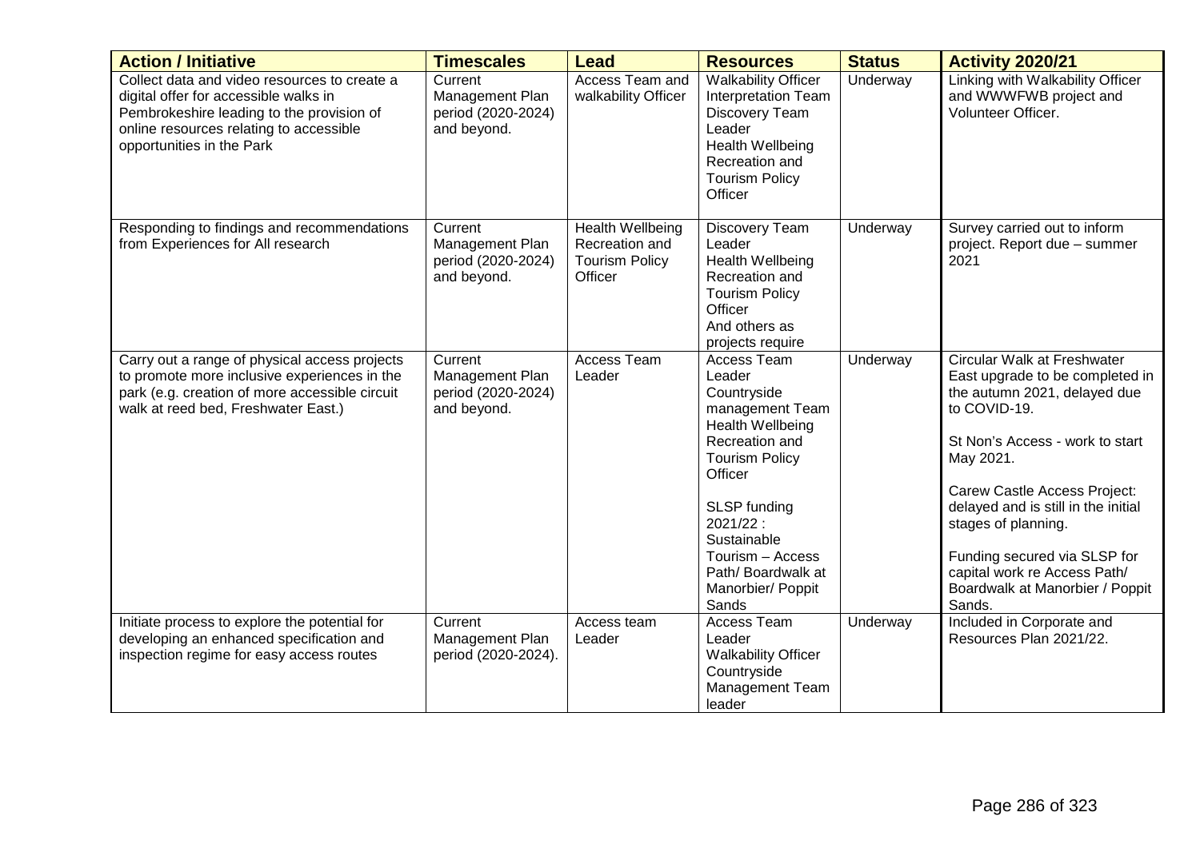| Action / Initiative | Timescales | Lead | Resources | Status | Activity 2020/21 |
|---|---|---|---|---|---|
| Collect data and video resources to create a digital offer for accessible walks in Pembrokeshire leading to the provision of online resources relating to accessible opportunities in the Park | Current Management Plan period (2020-2024) and beyond. | Access Team and walkability Officer | Walkability Officer<br>Interpretation Team<br>Discovery Team Leader<br>Health Wellbeing Recreation and Tourism Policy Officer | Underway | Linking with Walkability Officer and WWWFWB project and Volunteer Officer. |
| Responding to findings and recommendations from Experiences for All research | Current Management Plan period (2020-2024) and beyond. | Health Wellbeing Recreation and Tourism Policy Officer | Discovery Team Leader<br>Health Wellbeing Recreation and Tourism Policy Officer<br>And others as projects require | Underway | Survey carried out to inform project. Report due – summer 2021 |
| Carry out a range of physical access projects to promote more inclusive experiences in the park (e.g. creation of more accessible circuit walk at reed bed, Freshwater East.) | Current Management Plan period (2020-2024) and beyond. | Access Team Leader | Access Team Leader<br>Countryside management Team<br>Health Wellbeing Recreation and Tourism Policy Officer<br><br>SLSP funding 2021/22 : Sustainable Tourism – Access Path/ Boardwalk at Manorbier/ Poppit Sands | Underway | Circular Walk at Freshwater East upgrade to be completed in the autumn 2021, delayed due to COVID-19.<br><br>St Non's Access - work to start May 2021.<br><br>Carew Castle Access Project: delayed and is still in the initial stages of planning.<br><br>Funding secured via SLSP for capital work re Access Path/ Boardwalk at Manorbier / Poppit Sands. |
| Initiate process to explore the potential for developing an enhanced specification and inspection regime for easy access routes | Current Management Plan period (2020-2024). | Access team Leader | Access Team Leader<br>Walkability Officer<br>Countryside Management Team leader | Underway | Included in Corporate and Resources Plan 2021/22. |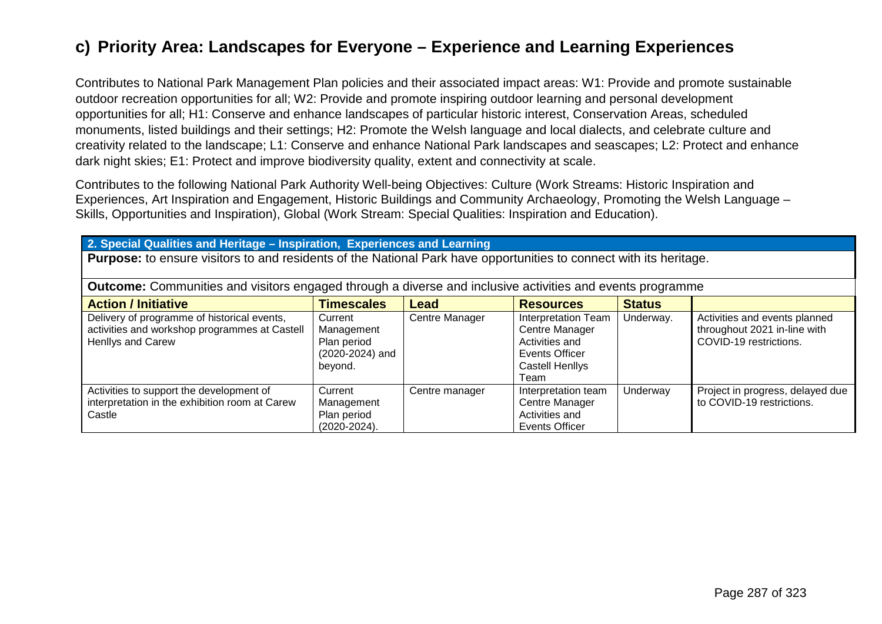## c) Priority Area: Landscapes for Everyone – Experience and Learning Experiences

Contributes to National Park Management Plan policies and their associated impact areas: W1: Provide and promote sustainable outdoor recreation opportunities for all; W2: Provide and promote inspiring outdoor learning and personal development opportunities for all; H1: Conserve and enhance landscapes of particular historic interest, Conservation Areas, scheduled monuments, listed buildings and their settings; H2: Promote the Welsh language and local dialects, and celebrate culture and creativity related to the landscape; L1: Conserve and enhance National Park landscapes and seascapes; L2: Protect and enhance dark night skies; E1: Protect and improve biodiversity quality, extent and connectivity at scale.

Contributes to the following National Park Authority Well-being Objectives: Culture (Work Streams: Historic Inspiration and Experiences, Art Inspiration and Engagement, Historic Buildings and Community Archaeology, Promoting the Welsh Language – Skills, Opportunities and Inspiration), Global (Work Stream: Special Qualities: Inspiration and Education).

**2. Special Qualities and Heritage – Inspiration, Experiences and Learning**

**Purpose:** to ensure visitors to and residents of the National Park have opportunities to connect with its heritage.

**Outcome:** Communities and visitors engaged through a diverse and inclusive activities and events programme

| Action / Initiative | Timescales | Lead | Resources | Status | |
|---|---|---|---|---|---|
| Delivery of programme of historical events, activities and workshop programmes at Castell Henllys and Carew | Current Management Plan period (2020-2024) and beyond. | Centre Manager | Interpretation Team Centre Manager Activities and Events Officer Castell Henllys Team | Underway. | Activities and events planned throughout 2021 in-line with COVID-19 restrictions. |
| Activities to support the development of interpretation in the exhibition room at Carew Castle | Current Management Plan period (2020-2024). | Centre manager | Interpretation team Centre Manager Activities and Events Officer | Underway | Project in progress, delayed due to COVID-19 restrictions. |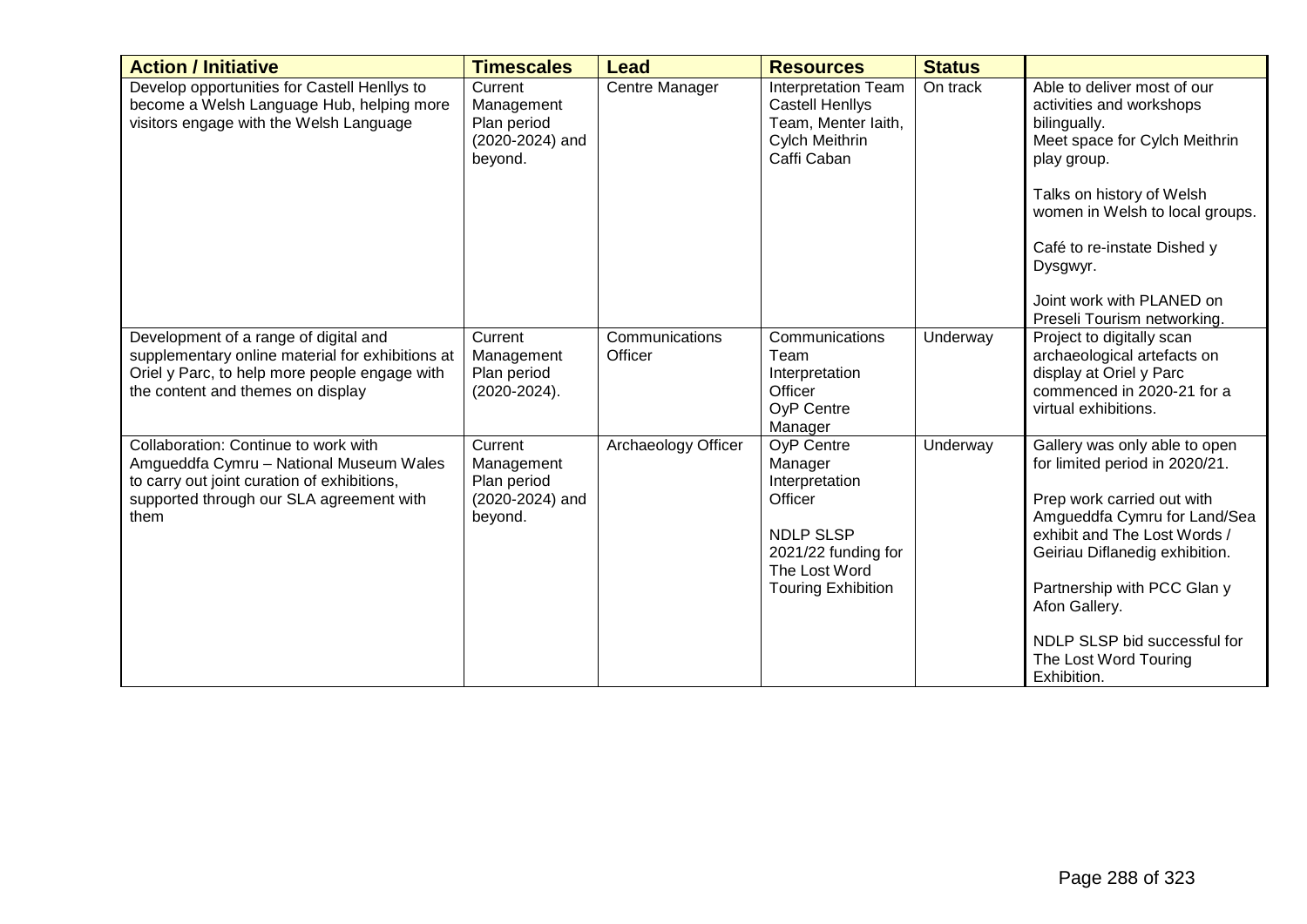| Action / Initiative | Timescales | Lead | Resources | Status | |
|---|---|---|---|---|---|
| Develop opportunities for Castell Henllys to become a Welsh Language Hub, helping more visitors engage with the Welsh Language | Current Management Plan period (2020-2024) and beyond. | Centre Manager | Interpretation Team Castell Henllys Team, Menter Iaith, Cylch Meithrin Caffi Caban | On track | Able to deliver most of our activities and workshops bilingually.<br>Meet space for Cylch Meithrin play group.<br><br>Talks on history of Welsh women in Welsh to local groups.<br><br>Café to re-instate Dished y Dysgwyr.<br><br>Joint work with PLANED on Preseli Tourism networking. |
| Development of a range of digital and supplementary online material for exhibitions at Oriel y Parc, to help more people engage with the content and themes on display | Current Management Plan period (2020-2024). | Communications Officer | Communications Team<br>Interpretation Officer<br>OyP Centre Manager | Underway | Project to digitally scan archaeological artefacts on display at Oriel y Parc commenced in 2020-21 for a virtual exhibitions. |
| Collaboration: Continue to work with Amgueddfa Cymru – National Museum Wales to carry out joint curation of exhibitions, supported through our SLA agreement with them | Current Management Plan period (2020-2024) and beyond. | Archaeology Officer | OyP Centre Manager<br>Interpretation Officer<br><br>NDLP SLSP 2021/22 funding for The Lost Word Touring Exhibition | Underway | Gallery was only able to open for limited period in 2020/21.<br><br>Prep work carried out with Amgueddfa Cymru for Land/Sea exhibit and The Lost Words / Geiriau Diflanedig exhibition.<br><br>Partnership with PCC Glan y Afon Gallery.<br><br>NDLP SLSP bid successful for The Lost Word Touring Exhibition. |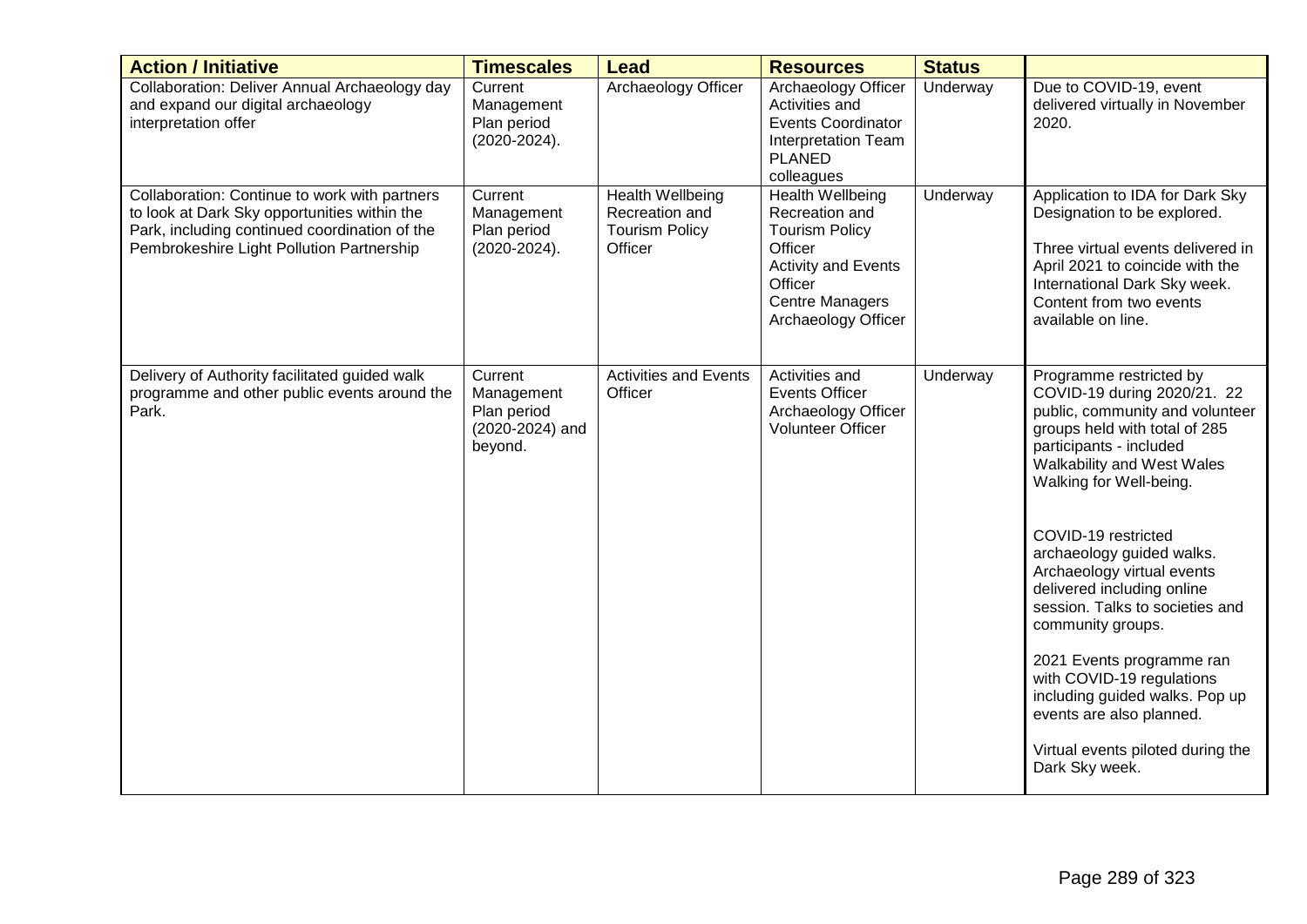| Action / Initiative | Timescales | Lead | Resources | Status | |
|---|---|---|---|---|---|
| Collaboration: Deliver Annual Archaeology day and expand our digital archaeology interpretation offer | Current Management Plan period (2020-2024). | Archaeology Officer | Archaeology Officer<br>Activities and Events Coordinator<br>Interpretation Team<br>PLANED colleagues | Underway | Due to COVID-19, event delivered virtually in November 2020. |
| Collaboration: Continue to work with partners to look at Dark Sky opportunities within the Park, including continued coordination of the Pembrokeshire Light Pollution Partnership | Current Management Plan period (2020-2024). | Health Wellbeing Recreation and Tourism Policy Officer | Health Wellbeing Recreation and Tourism Policy Officer<br>Activity and Events Officer<br>Centre Managers<br>Archaeology Officer | Underway | Application to IDA for Dark Sky Designation to be explored.<br><br>Three virtual events delivered in April 2021 to coincide with the International Dark Sky week. Content from two events available on line. |
| Delivery of Authority facilitated guided walk programme and other public events around the Park. | Current Management Plan period (2020-2024) and beyond. | Activities and Events Officer | Activities and Events Officer<br>Archaeology Officer<br>Volunteer Officer | Underway | Programme restricted by COVID-19 during 2020/21. 22 public, community and volunteer groups held with total of 285 participants - included Walkability and West Wales Walking for Well-being.<br><br>COVID-19 restricted archaeology guided walks. Archaeology virtual events delivered including online session. Talks to societies and community groups.<br><br>2021 Events programme ran with COVID-19 regulations including guided walks. Pop up events are also planned.<br><br>Virtual events piloted during the Dark Sky week. |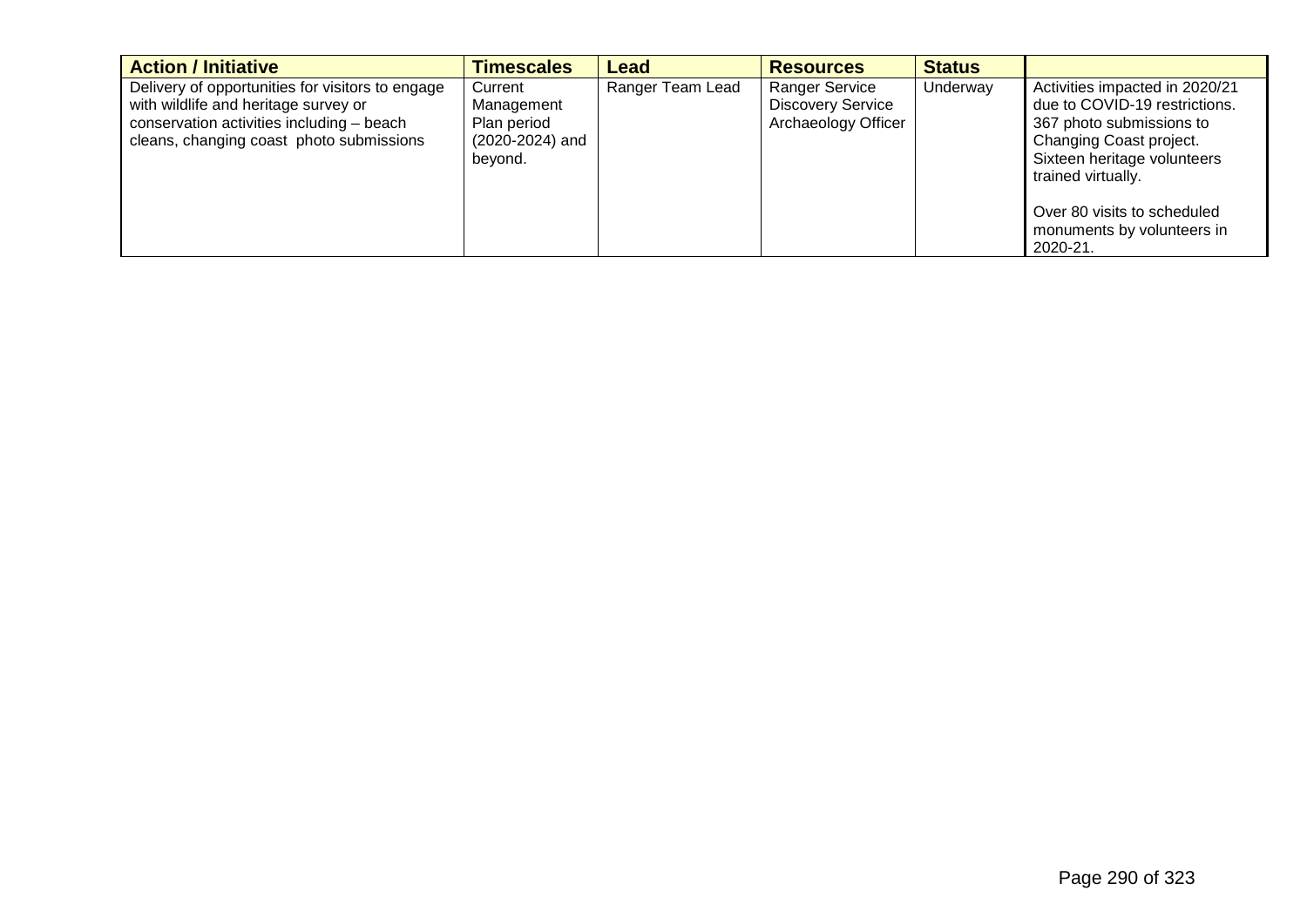| Action / Initiative | Timescales | Lead | Resources | Status | |
|---|---|---|---|---|---|
| Delivery of opportunities for visitors to engage with wildlife and heritage survey or conservation activities including – beach cleans, changing coast photo submissions | Current Management Plan period (2020-2024) and beyond. | Ranger Team Lead | Ranger Service Discovery Service Archaeology Officer | Underway | Activities impacted in 2020/21 due to COVID-19 restrictions. 367 photo submissions to Changing Coast project. Sixteen heritage volunteers trained virtually. <br><br> Over 80 visits to scheduled monuments by volunteers in 2020-21. |